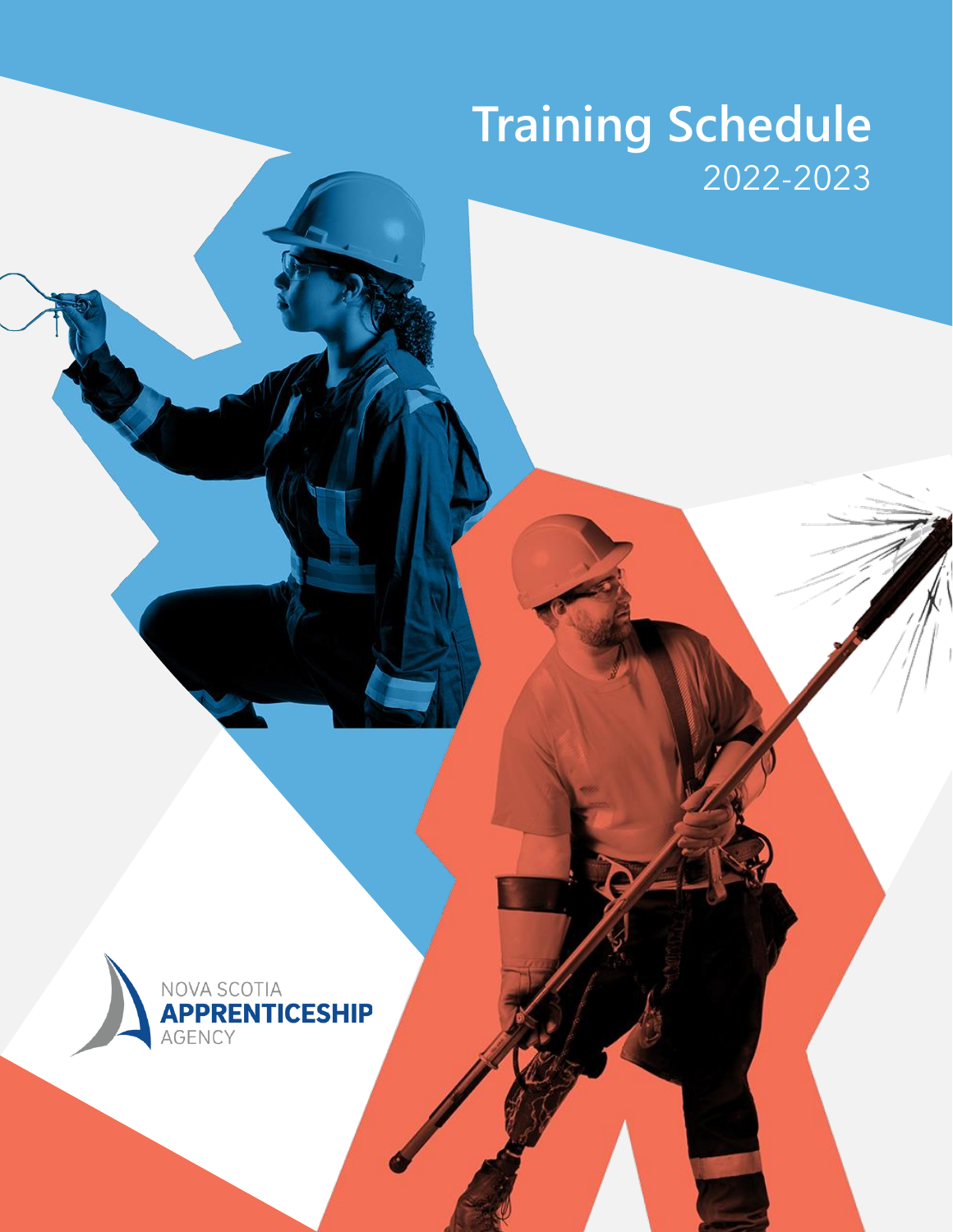# Training Schedule

2022-2023

NOVA SCOTIA
**APPRENTICESHIP**
AGENCY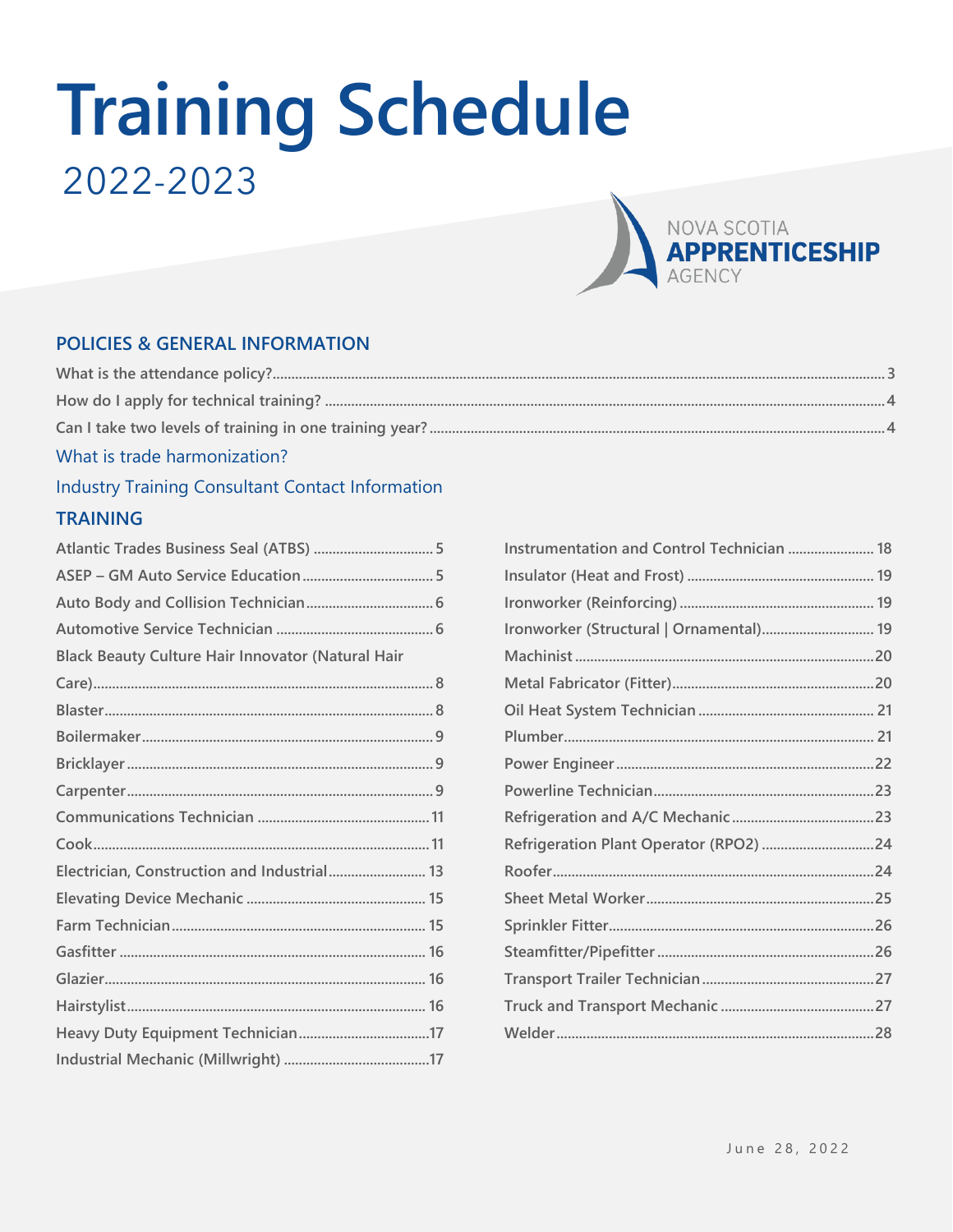# Training Schedule

2022-2023

NOVA SCOTIA **APPRENTICESHIP** AGENCY

## POLICIES & GENERAL INFORMATION

What is the attendance policy? ..... 3

How do I apply for technical training? ..... 4

Can I take two levels of training in one training year? ..... 4

What is trade harmonization?

Industry Training Consultant Contact Information

## TRAINING

Atlantic Trades Business Seal (ATBS) ..... 5

ASEP – GM Auto Service Education ..... 5

Auto Body and Collision Technician ..... 6

Automotive Service Technician ..... 6

Black Beauty Culture Hair Innovator (Natural Hair Care) ..... 8

Blaster ..... 8

Boilermaker ..... 9

Bricklayer ..... 9

Carpenter ..... 9

Communications Technician ..... 11

Cook ..... 11

Electrician, Construction and Industrial ..... 13

Elevating Device Mechanic ..... 15

Farm Technician ..... 15

Gasfitter ..... 16

Glazier ..... 16

Hairstylist ..... 16

Heavy Duty Equipment Technician ..... 17

Industrial Mechanic (Millwright) ..... 17

Instrumentation and Control Technician ..... 18

Insulator (Heat and Frost) ..... 19

Ironworker (Reinforcing) ..... 19

Ironworker (Structural | Ornamental) ..... 19

Machinist ..... 20

Metal Fabricator (Fitter) ..... 20

Oil Heat System Technician ..... 21

Plumber ..... 21

Power Engineer ..... 22

Powerline Technician ..... 23

Refrigeration and A/C Mechanic ..... 23

Refrigeration Plant Operator (RPO2) ..... 24

Roofer ..... 24

Sheet Metal Worker ..... 25

Sprinkler Fitter ..... 26

Steamfitter/Pipefitter ..... 26

Transport Trailer Technician ..... 27

Truck and Transport Mechanic ..... 27

Welder ..... 28

June 28, 2022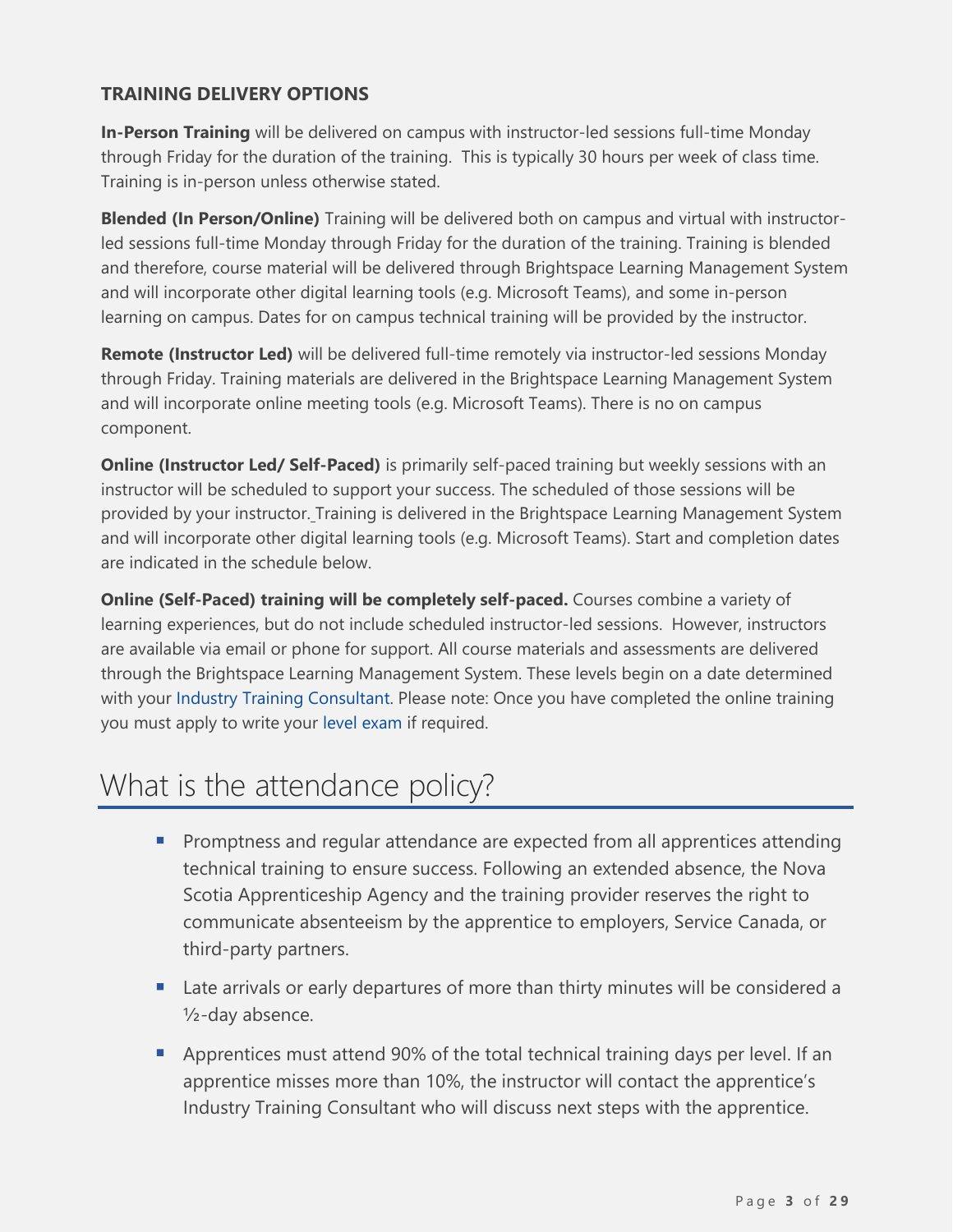### TRAINING DELIVERY OPTIONS

**In-Person Training** will be delivered on campus with instructor-led sessions full-time Monday through Friday for the duration of the training. This is typically 30 hours per week of class time. Training is in-person unless otherwise stated.

**Blended (In Person/Online)** Training will be delivered both on campus and virtual with instructor-led sessions full-time Monday through Friday for the duration of the training. Training is blended and therefore, course material will be delivered through Brightspace Learning Management System and will incorporate other digital learning tools (e.g. Microsoft Teams), and some in-person learning on campus. Dates for on campus technical training will be provided by the instructor.

**Remote (Instructor Led)** will be delivered full-time remotely via instructor-led sessions Monday through Friday. Training materials are delivered in the Brightspace Learning Management System and will incorporate online meeting tools (e.g. Microsoft Teams). There is no on campus component.

**Online (Instructor Led/ Self-Paced)** is primarily self-paced training but weekly sessions with an instructor will be scheduled to support your success. The scheduled of those sessions will be provided by your instructor. Training is delivered in the Brightspace Learning Management System and will incorporate other digital learning tools (e.g. Microsoft Teams). Start and completion dates are indicated in the schedule below.

**Online (Self-Paced) training will be completely self-paced.** Courses combine a variety of learning experiences, but do not include scheduled instructor-led sessions. However, instructors are available via email or phone for support. All course materials and assessments are delivered through the Brightspace Learning Management System. These levels begin on a date determined with your Industry Training Consultant. Please note: Once you have completed the online training you must apply to write your level exam if required.

# What is the attendance policy?

- Promptness and regular attendance are expected from all apprentices attending technical training to ensure success. Following an extended absence, the Nova Scotia Apprenticeship Agency and the training provider reserves the right to communicate absenteeism by the apprentice to employers, Service Canada, or third-party partners.
- Late arrivals or early departures of more than thirty minutes will be considered a ½-day absence.
- Apprentices must attend 90% of the total technical training days per level. If an apprentice misses more than 10%, the instructor will contact the apprentice's Industry Training Consultant who will discuss next steps with the apprentice.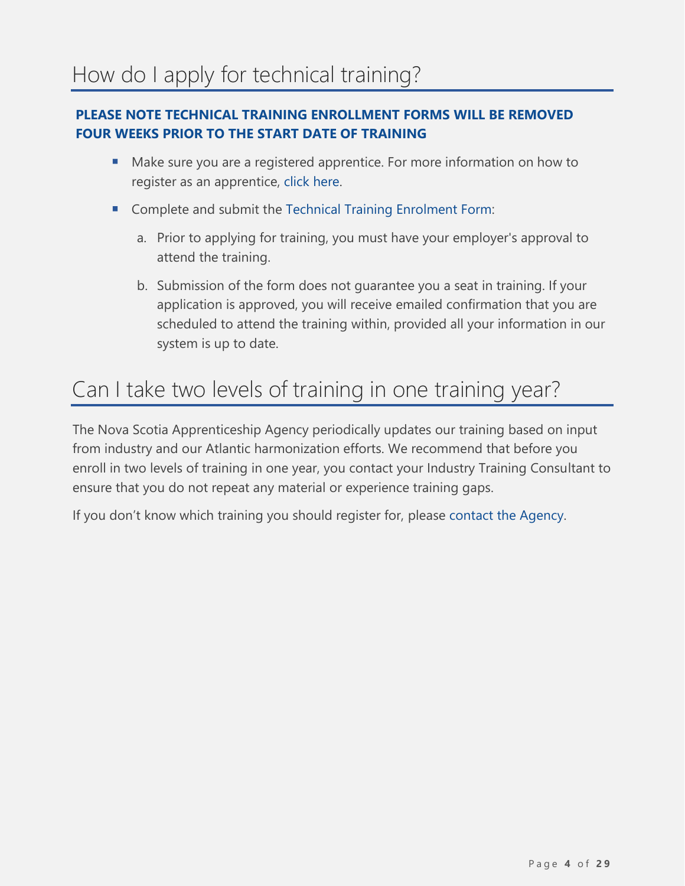# How do I apply for technical training?

**PLEASE NOTE TECHNICAL TRAINING ENROLLMENT FORMS WILL BE REMOVED FOUR WEEKS PRIOR TO THE START DATE OF TRAINING**

- Make sure you are a registered apprentice. For more information on how to register as an apprentice, click here.
- Complete and submit the Technical Training Enrolment Form:
  a. Prior to applying for training, you must have your employer's approval to attend the training.
  b. Submission of the form does not guarantee you a seat in training. If your application is approved, you will receive emailed confirmation that you are scheduled to attend the training within, provided all your information in our system is up to date.

# Can I take two levels of training in one training year?

The Nova Scotia Apprenticeship Agency periodically updates our training based on input from industry and our Atlantic harmonization efforts. We recommend that before you enroll in two levels of training in one year, you contact your Industry Training Consultant to ensure that you do not repeat any material or experience training gaps.

If you don't know which training you should register for, please contact the Agency.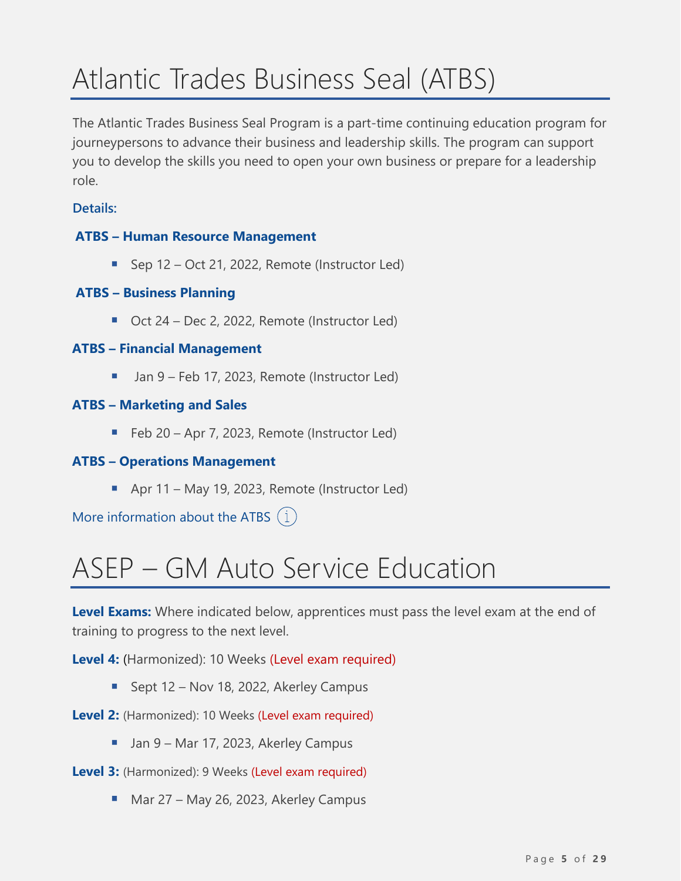# Atlantic Trades Business Seal (ATBS)

The Atlantic Trades Business Seal Program is a part-time continuing education program for journeypersons to advance their business and leadership skills. The program can support you to develop the skills you need to open your own business or prepare for a leadership role.

**Details:**

**ATBS – Human Resource Management**

- Sep 12 – Oct 21, 2022, Remote (Instructor Led)

**ATBS – Business Planning**

- Oct 24 – Dec 2, 2022, Remote (Instructor Led)

**ATBS – Financial Management**

- Jan 9 – Feb 17, 2023, Remote (Instructor Led)

**ATBS – Marketing and Sales**

- Feb 20 – Apr 7, 2023, Remote (Instructor Led)

**ATBS – Operations Management**

- Apr 11 – May 19, 2023, Remote (Instructor Led)

More information about the ATBS

# ASEP – GM Auto Service Education

**Level Exams:** Where indicated below, apprentices must pass the level exam at the end of training to progress to the next level.

**Level 4:** (Harmonized): 10 Weeks (Level exam required)

- Sept 12 – Nov 18, 2022, Akerley Campus

**Level 2:** (Harmonized): 10 Weeks (Level exam required)

- Jan 9 – Mar 17, 2023, Akerley Campus

**Level 3:** (Harmonized): 9 Weeks (Level exam required)

- Mar 27 – May 26, 2023, Akerley Campus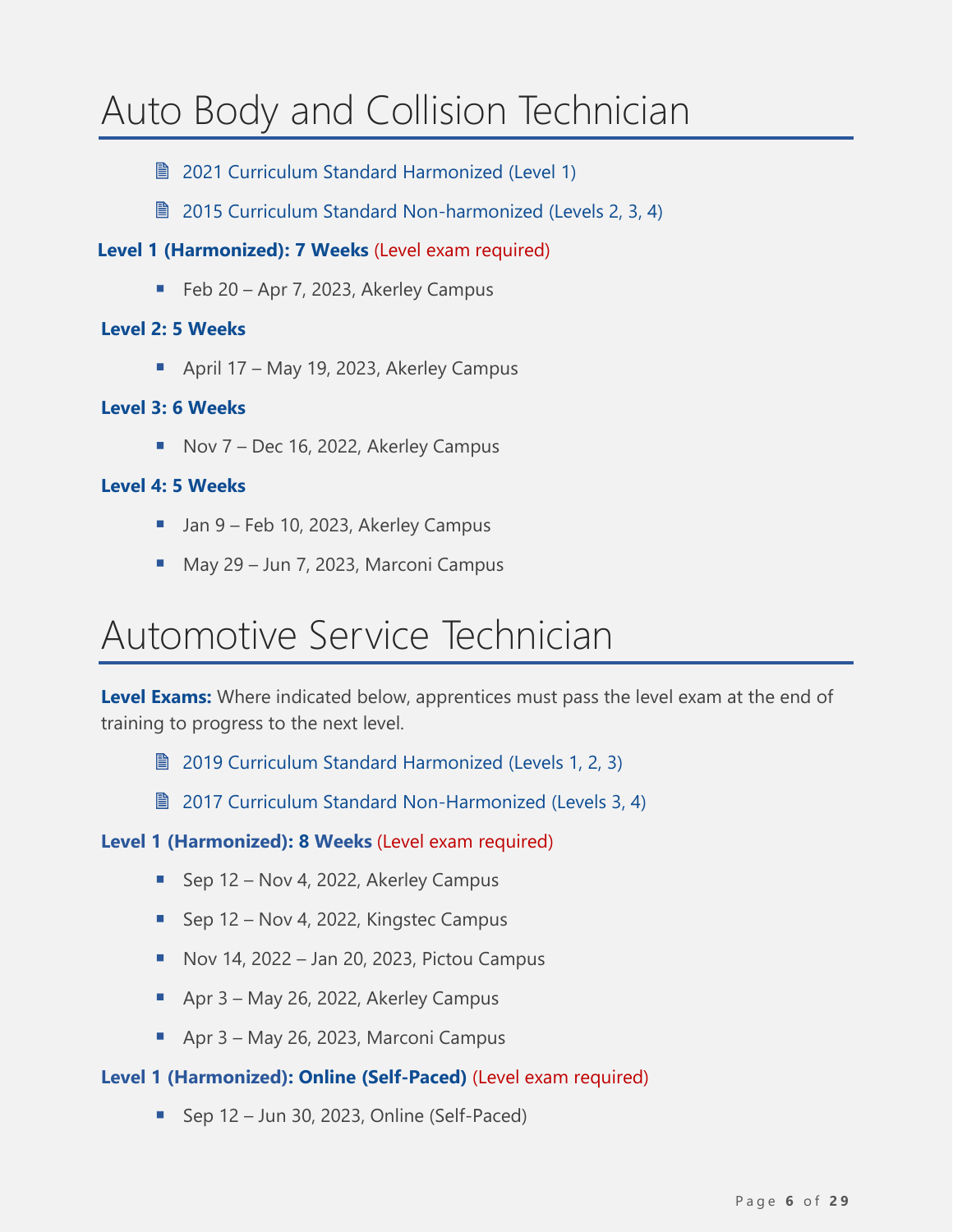# Auto Body and Collision Technician

- 2021 Curriculum Standard Harmonized (Level 1)
- 2015 Curriculum Standard Non-harmonized (Levels 2, 3, 4)

**Level 1 (Harmonized): 7 Weeks** (Level exam required)

- Feb 20 – Apr 7, 2023, Akerley Campus

**Level 2: 5 Weeks**

- April 17 – May 19, 2023, Akerley Campus

**Level 3: 6 Weeks**

- Nov 7 – Dec 16, 2022, Akerley Campus

**Level 4: 5 Weeks**

- Jan 9 – Feb 10, 2023, Akerley Campus
- May 29 – Jun 7, 2023, Marconi Campus

# Automotive Service Technician

**Level Exams:** Where indicated below, apprentices must pass the level exam at the end of training to progress to the next level.

- 2019 Curriculum Standard Harmonized (Levels 1, 2, 3)
- 2017 Curriculum Standard Non-Harmonized (Levels 3, 4)

**Level 1 (Harmonized): 8 Weeks** (Level exam required)

- Sep 12 – Nov 4, 2022, Akerley Campus
- Sep 12 – Nov 4, 2022, Kingstec Campus
- Nov 14, 2022 – Jan 20, 2023, Pictou Campus
- Apr 3 – May 26, 2022, Akerley Campus
- Apr 3 – May 26, 2023, Marconi Campus

**Level 1 (Harmonized): Online (Self-Paced)** (Level exam required)

- Sep 12 – Jun 30, 2023, Online (Self-Paced)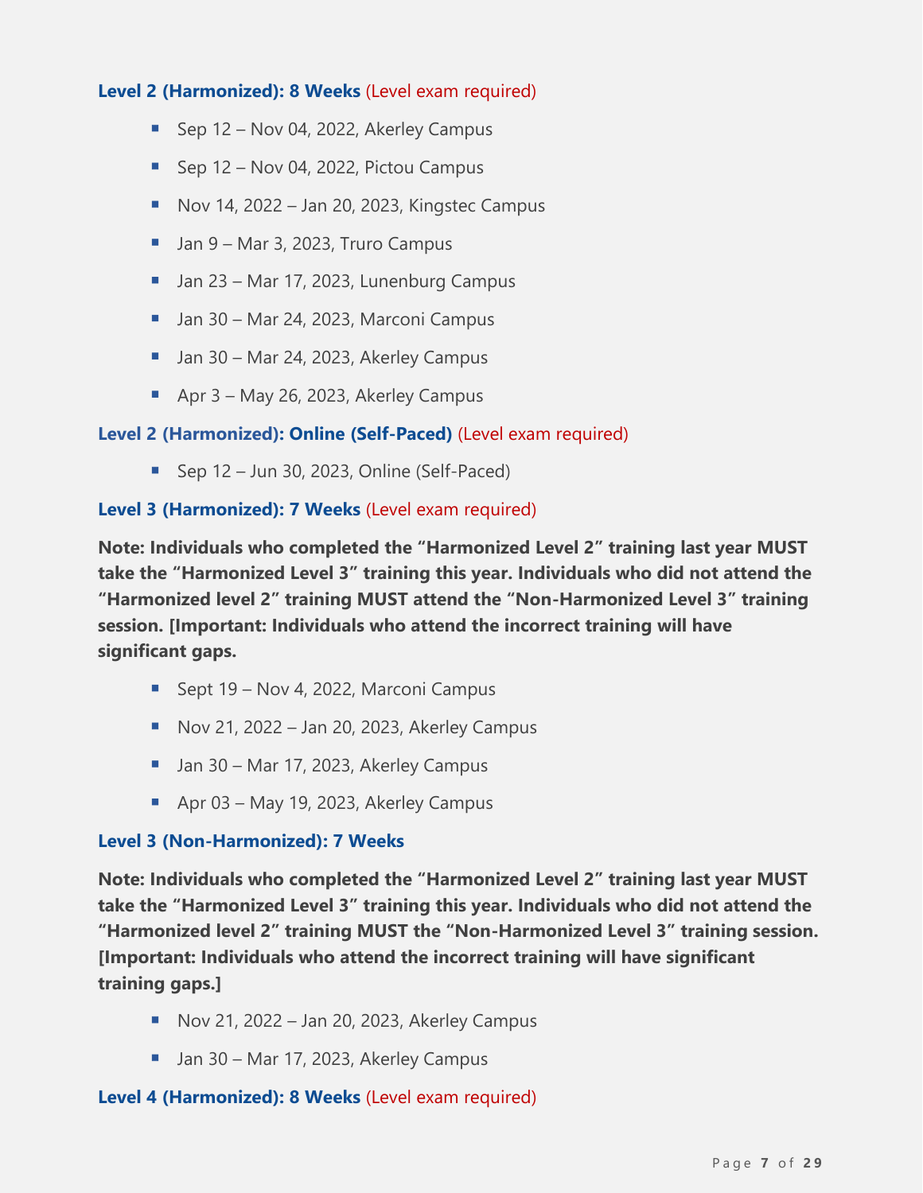**Level 2 (Harmonized): 8 Weeks** (Level exam required)

- Sep 12 – Nov 04, 2022, Akerley Campus
- Sep 12 – Nov 04, 2022, Pictou Campus
- Nov 14, 2022 – Jan 20, 2023, Kingstec Campus
- Jan 9 – Mar 3, 2023, Truro Campus
- Jan 23 – Mar 17, 2023, Lunenburg Campus
- Jan 30 – Mar 24, 2023, Marconi Campus
- Jan 30 – Mar 24, 2023, Akerley Campus
- Apr 3 – May 26, 2023, Akerley Campus

**Level 2 (Harmonized): Online (Self-Paced)** (Level exam required)

- Sep 12 – Jun 30, 2023, Online (Self-Paced)

**Level 3 (Harmonized): 7 Weeks** (Level exam required)

**Note: Individuals who completed the "Harmonized Level 2" training last year MUST take the "Harmonized Level 3" training this year. Individuals who did not attend the "Harmonized level 2" training MUST attend the "Non-Harmonized Level 3" training session. [Important: Individuals who attend the incorrect training will have significant gaps.**

- Sept 19 – Nov 4, 2022, Marconi Campus
- Nov 21, 2022 – Jan 20, 2023, Akerley Campus
- Jan 30 – Mar 17, 2023, Akerley Campus
- Apr 03 – May 19, 2023, Akerley Campus

**Level 3 (Non-Harmonized): 7 Weeks**

**Note: Individuals who completed the "Harmonized Level 2" training last year MUST take the "Harmonized Level 3" training this year. Individuals who did not attend the "Harmonized level 2" training MUST the "Non-Harmonized Level 3" training session. [Important: Individuals who attend the incorrect training will have significant training gaps.]**

- Nov 21, 2022 – Jan 20, 2023, Akerley Campus
- Jan 30 – Mar 17, 2023, Akerley Campus

**Level 4 (Harmonized): 8 Weeks** (Level exam required)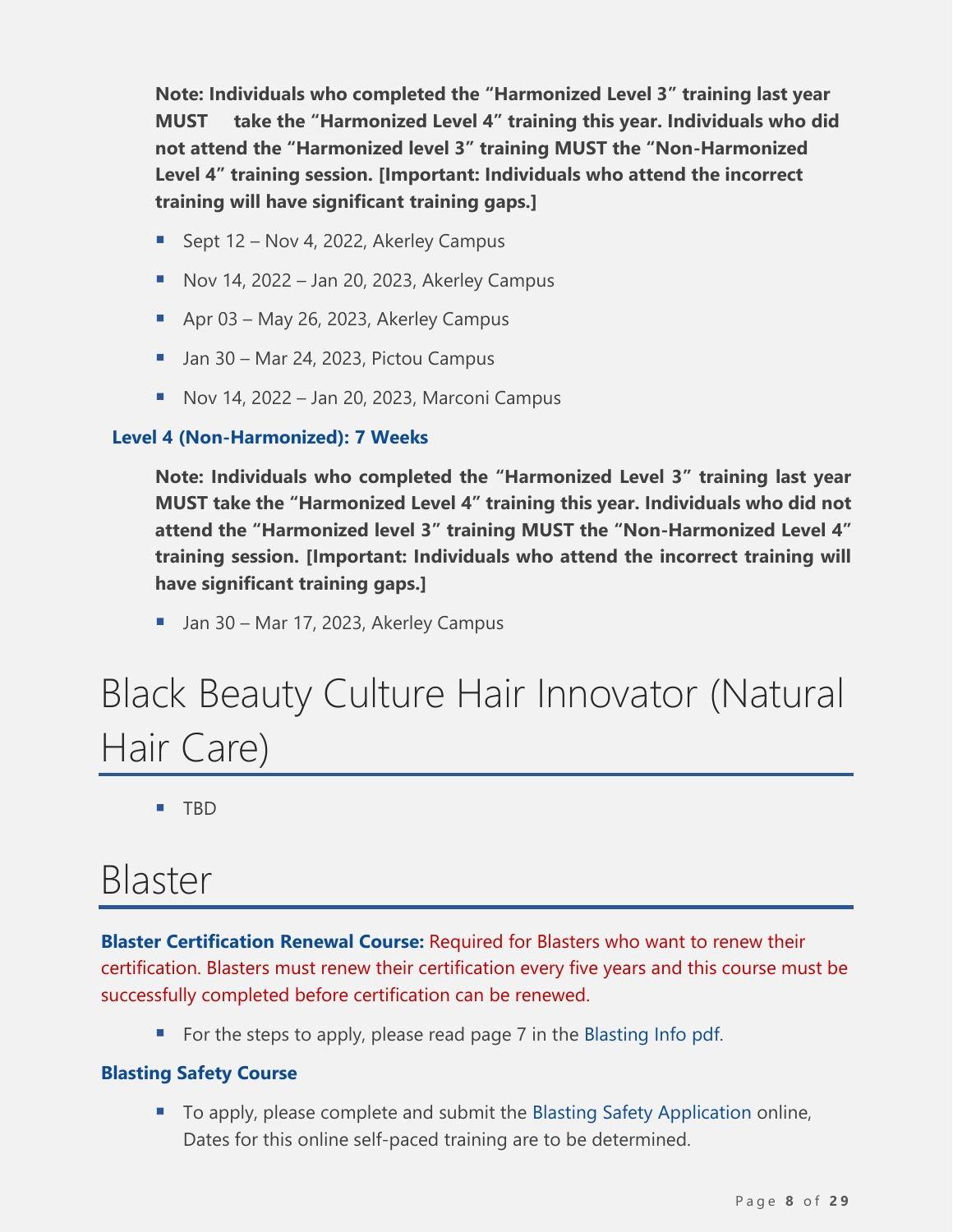**Note: Individuals who completed the "Harmonized Level 3" training last year MUST take the "Harmonized Level 4" training this year. Individuals who did not attend the "Harmonized level 3" training MUST the "Non-Harmonized Level 4" training session. [Important: Individuals who attend the incorrect training will have significant training gaps.]**

- Sept 12 – Nov 4, 2022, Akerley Campus
- Nov 14, 2022 – Jan 20, 2023, Akerley Campus
- Apr 03 – May 26, 2023, Akerley Campus
- Jan 30 – Mar 24, 2023, Pictou Campus
- Nov 14, 2022 – Jan 20, 2023, Marconi Campus

### Level 4 (Non-Harmonized): 7 Weeks

**Note: Individuals who completed the "Harmonized Level 3" training last year MUST take the "Harmonized Level 4" training this year. Individuals who did not attend the "Harmonized level 3" training MUST the "Non-Harmonized Level 4" training session. [Important: Individuals who attend the incorrect training will have significant training gaps.]**

- Jan 30 – Mar 17, 2023, Akerley Campus

# Black Beauty Culture Hair Innovator (Natural Hair Care)

- TBD

# Blaster

**Blaster Certification Renewal Course:** Required for Blasters who want to renew their certification. Blasters must renew their certification every five years and this course must be successfully completed before certification can be renewed.

- For the steps to apply, please read page 7 in the Blasting Info pdf.

### Blasting Safety Course

- To apply, please complete and submit the Blasting Safety Application online, Dates for this online self-paced training are to be determined.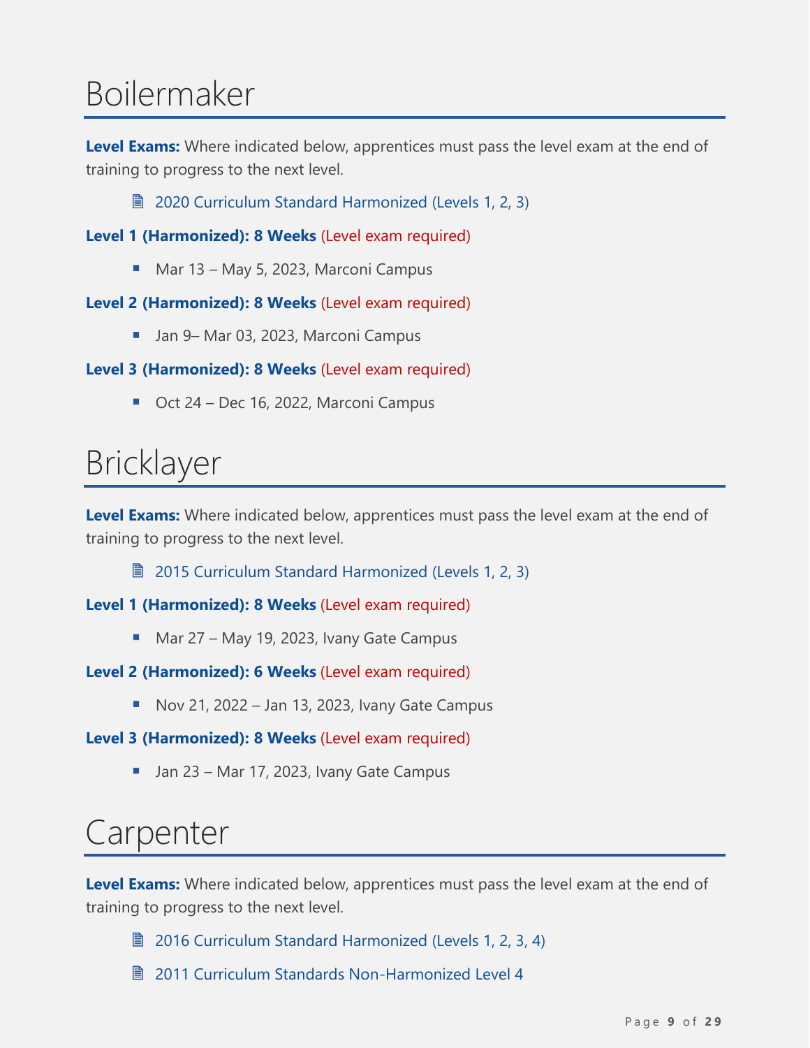# Boilermaker

**Level Exams:** Where indicated below, apprentices must pass the level exam at the end of training to progress to the next level.

- 2020 Curriculum Standard Harmonized (Levels 1, 2, 3)

**Level 1 (Harmonized): 8 Weeks** (Level exam required)

- Mar 13 – May 5, 2023, Marconi Campus

**Level 2 (Harmonized): 8 Weeks** (Level exam required)

- Jan 9– Mar 03, 2023, Marconi Campus

**Level 3 (Harmonized): 8 Weeks** (Level exam required)

- Oct 24 – Dec 16, 2022, Marconi Campus

# Bricklayer

**Level Exams:** Where indicated below, apprentices must pass the level exam at the end of training to progress to the next level.

- 2015 Curriculum Standard Harmonized (Levels 1, 2, 3)

**Level 1 (Harmonized): 8 Weeks** (Level exam required)

- Mar 27 – May 19, 2023, Ivany Gate Campus

**Level 2 (Harmonized): 6 Weeks** (Level exam required)

- Nov 21, 2022 – Jan 13, 2023, Ivany Gate Campus

**Level 3 (Harmonized): 8 Weeks** (Level exam required)

- Jan 23 – Mar 17, 2023, Ivany Gate Campus

# Carpenter

**Level Exams:** Where indicated below, apprentices must pass the level exam at the end of training to progress to the next level.

- 2016 Curriculum Standard Harmonized (Levels 1, 2, 3, 4)
- 2011 Curriculum Standards Non-Harmonized Level 4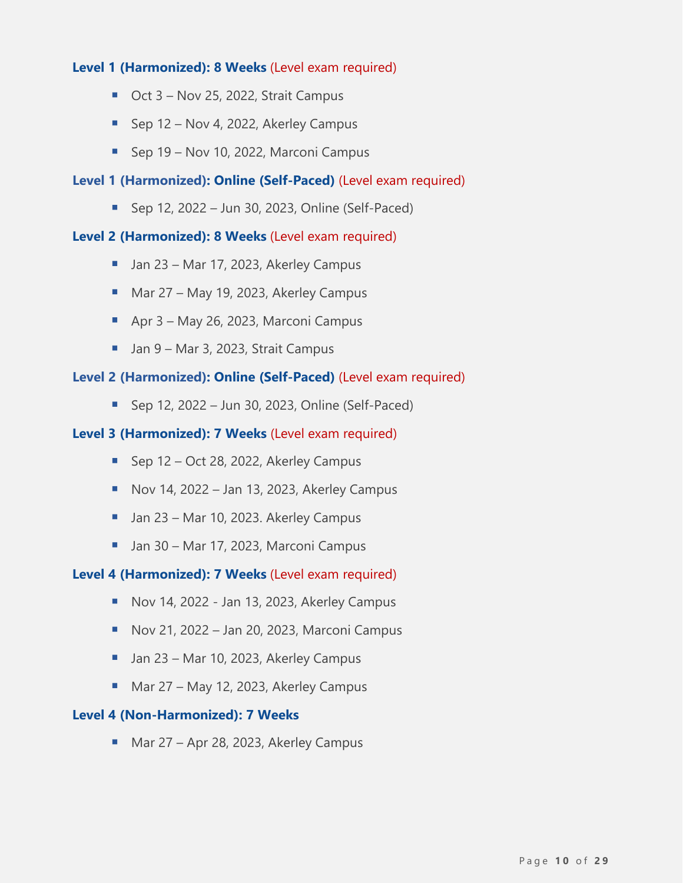**Level 1 (Harmonized): 8 Weeks** (Level exam required)

- Oct 3 – Nov 25, 2022, Strait Campus
- Sep 12 – Nov 4, 2022, Akerley Campus
- Sep 19 – Nov 10, 2022, Marconi Campus

**Level 1 (Harmonized): Online (Self-Paced)** (Level exam required)

- Sep 12, 2022 – Jun 30, 2023, Online (Self-Paced)

**Level 2 (Harmonized): 8 Weeks** (Level exam required)

- Jan 23 – Mar 17, 2023, Akerley Campus
- Mar 27 – May 19, 2023, Akerley Campus
- Apr 3 – May 26, 2023, Marconi Campus
- Jan 9 – Mar 3, 2023, Strait Campus

**Level 2 (Harmonized): Online (Self-Paced)** (Level exam required)

- Sep 12, 2022 – Jun 30, 2023, Online (Self-Paced)

**Level 3 (Harmonized): 7 Weeks** (Level exam required)

- Sep 12 – Oct 28, 2022, Akerley Campus
- Nov 14, 2022 – Jan 13, 2023, Akerley Campus
- Jan 23 – Mar 10, 2023. Akerley Campus
- Jan 30 – Mar 17, 2023, Marconi Campus

**Level 4 (Harmonized): 7 Weeks** (Level exam required)

- Nov 14, 2022 - Jan 13, 2023, Akerley Campus
- Nov 21, 2022 – Jan 20, 2023, Marconi Campus
- Jan 23 – Mar 10, 2023, Akerley Campus
- Mar 27 – May 12, 2023, Akerley Campus

**Level 4 (Non-Harmonized): 7 Weeks**

- Mar 27 – Apr 28, 2023, Akerley Campus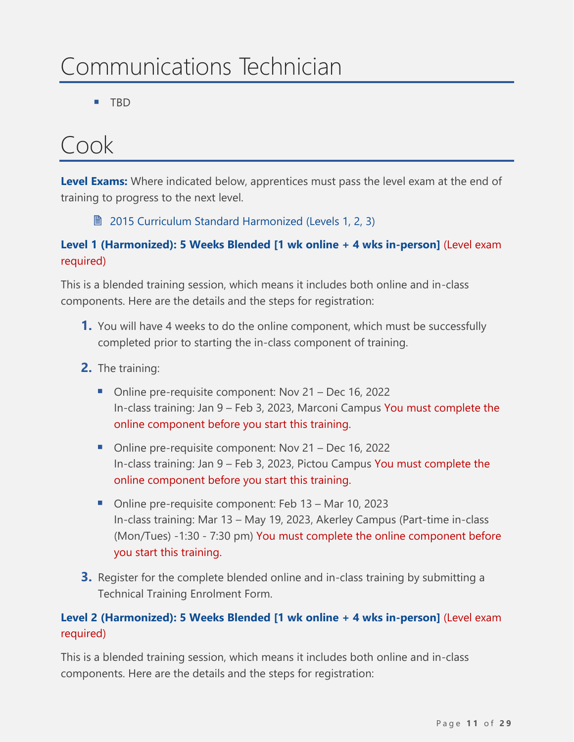# Communications Technician

- TBD

# Cook

**Level Exams:** Where indicated below, apprentices must pass the level exam at the end of training to progress to the next level.

🗎 2015 Curriculum Standard Harmonized (Levels 1, 2, 3)

**Level 1 (Harmonized): 5 Weeks Blended [1 wk online + 4 wks in-person]** (Level exam required)

This is a blended training session, which means it includes both online and in-class components. Here are the details and the steps for registration:

1. You will have 4 weeks to do the online component, which must be successfully completed prior to starting the in-class component of training.
2. The training:
   - Online pre-requisite component: Nov 21 – Dec 16, 2022
     In-class training: Jan 9 – Feb 3, 2023, Marconi Campus You must complete the online component before you start this training.
   - Online pre-requisite component: Nov 21 – Dec 16, 2022
     In-class training: Jan 9 – Feb 3, 2023, Pictou Campus You must complete the online component before you start this training.
   - Online pre-requisite component: Feb 13 – Mar 10, 2023
     In-class training: Mar 13 – May 19, 2023, Akerley Campus (Part-time in-class (Mon/Tues) -1:30 - 7:30 pm) You must complete the online component before you start this training.
3. Register for the complete blended online and in-class training by submitting a Technical Training Enrolment Form.

**Level 2 (Harmonized): 5 Weeks Blended [1 wk online + 4 wks in-person]** (Level exam required)

This is a blended training session, which means it includes both online and in-class components. Here are the details and the steps for registration: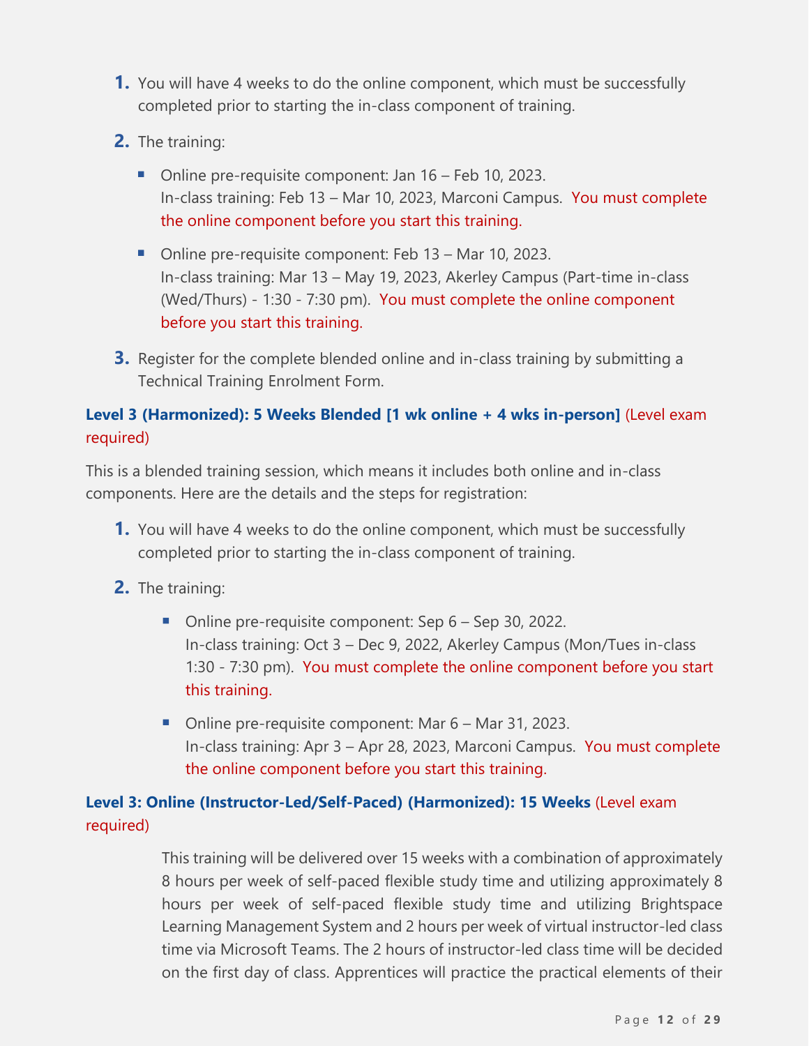1. You will have 4 weeks to do the online component, which must be successfully completed prior to starting the in-class component of training.

2. The training:

   - Online pre-requisite component: Jan 16 – Feb 10, 2023.
     In-class training: Feb 13 – Mar 10, 2023, Marconi Campus. You must complete the online component before you start this training.

   - Online pre-requisite component: Feb 13 – Mar 10, 2023.
     In-class training: Mar 13 – May 19, 2023, Akerley Campus (Part-time in-class (Wed/Thurs) - 1:30 - 7:30 pm). You must complete the online component before you start this training.

3. Register for the complete blended online and in-class training by submitting a Technical Training Enrolment Form.

### Level 3 (Harmonized): 5 Weeks Blended [1 wk online + 4 wks in-person] (Level exam required)

This is a blended training session, which means it includes both online and in-class components. Here are the details and the steps for registration:

1. You will have 4 weeks to do the online component, which must be successfully completed prior to starting the in-class component of training.

2. The training:

   - Online pre-requisite component: Sep 6 – Sep 30, 2022.
     In-class training: Oct 3 – Dec 9, 2022, Akerley Campus (Mon/Tues in-class 1:30 - 7:30 pm). You must complete the online component before you start this training.

   - Online pre-requisite component: Mar 6 – Mar 31, 2023.
     In-class training: Apr 3 – Apr 28, 2023, Marconi Campus. You must complete the online component before you start this training.

### Level 3: Online (Instructor-Led/Self-Paced) (Harmonized): 15 Weeks (Level exam required)

This training will be delivered over 15 weeks with a combination of approximately 8 hours per week of self-paced flexible study time and utilizing approximately 8 hours per week of self-paced flexible study time and utilizing Brightspace Learning Management System and 2 hours per week of virtual instructor-led class time via Microsoft Teams. The 2 hours of instructor-led class time will be decided on the first day of class. Apprentices will practice the practical elements of their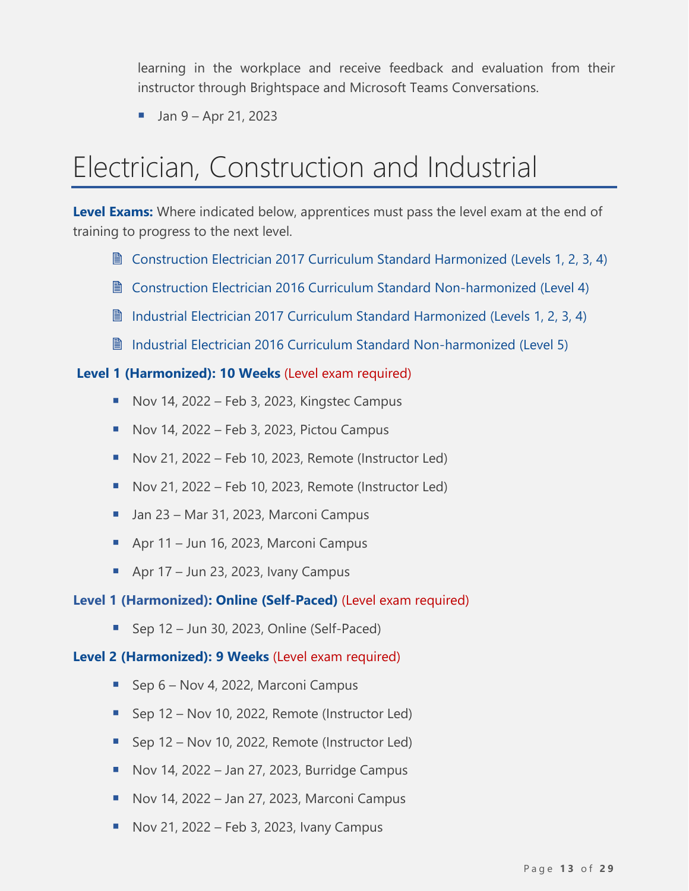learning in the workplace and receive feedback and evaluation from their instructor through Brightspace and Microsoft Teams Conversations.

- Jan 9 – Apr 21, 2023

# Electrician, Construction and Industrial

**Level Exams:** Where indicated below, apprentices must pass the level exam at the end of training to progress to the next level.

- Construction Electrician 2017 Curriculum Standard Harmonized (Levels 1, 2, 3, 4)
- Construction Electrician 2016 Curriculum Standard Non-harmonized (Level 4)
- Industrial Electrician 2017 Curriculum Standard Harmonized (Levels 1, 2, 3, 4)
- Industrial Electrician 2016 Curriculum Standard Non-harmonized (Level 5)

**Level 1 (Harmonized): 10 Weeks** (Level exam required)

- Nov 14, 2022 – Feb 3, 2023, Kingstec Campus
- Nov 14, 2022 – Feb 3, 2023, Pictou Campus
- Nov 21, 2022 – Feb 10, 2023, Remote (Instructor Led)
- Nov 21, 2022 – Feb 10, 2023, Remote (Instructor Led)
- Jan 23 – Mar 31, 2023, Marconi Campus
- Apr 11 – Jun 16, 2023, Marconi Campus
- Apr 17 – Jun 23, 2023, Ivany Campus

**Level 1 (Harmonized): Online (Self-Paced)** (Level exam required)

- Sep 12 – Jun 30, 2023, Online (Self-Paced)

**Level 2 (Harmonized): 9 Weeks** (Level exam required)

- Sep 6 – Nov 4, 2022, Marconi Campus
- Sep 12 – Nov 10, 2022, Remote (Instructor Led)
- Sep 12 – Nov 10, 2022, Remote (Instructor Led)
- Nov 14, 2022 – Jan 27, 2023, Burridge Campus
- Nov 14, 2022 – Jan 27, 2023, Marconi Campus
- Nov 21, 2022 – Feb 3, 2023, Ivany Campus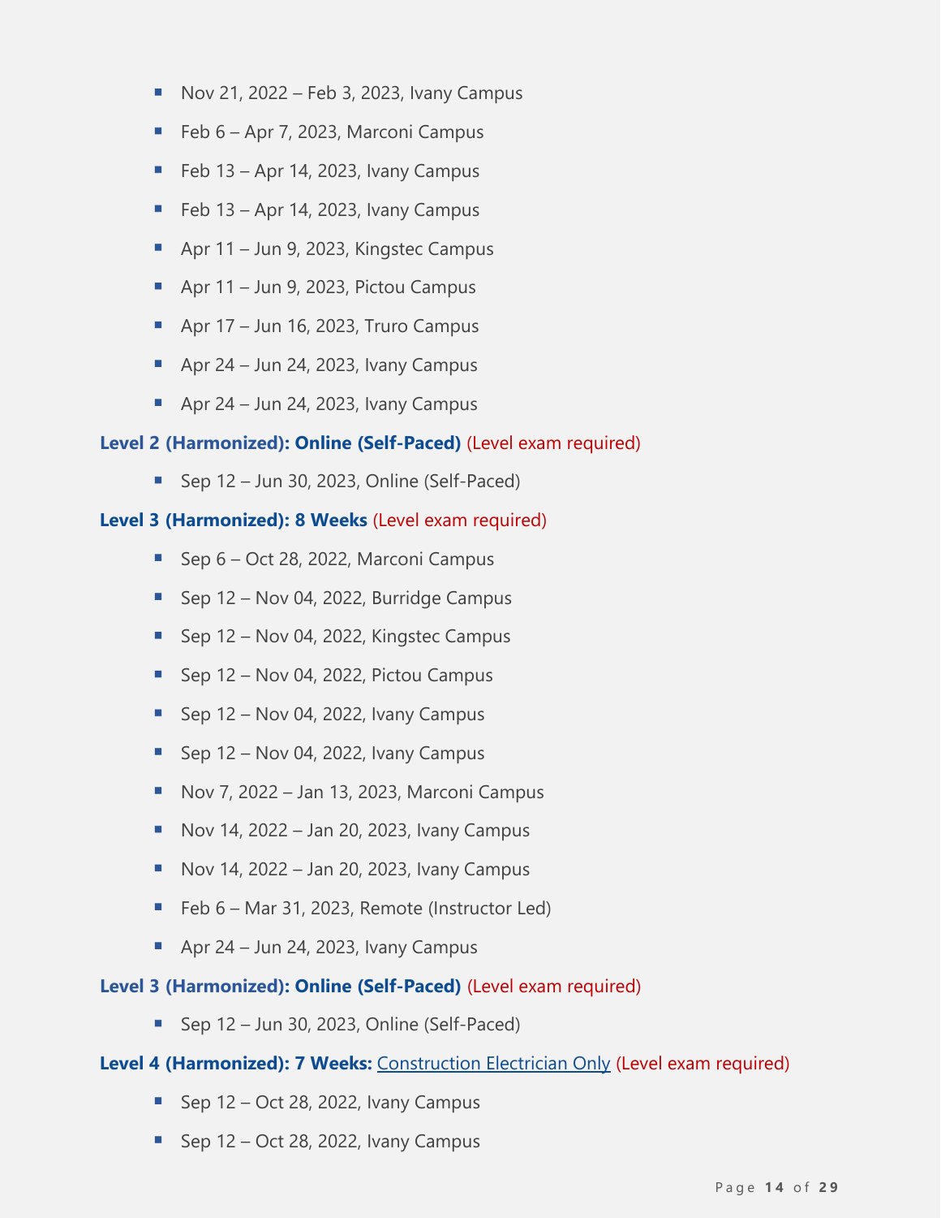- Nov 21, 2022 – Feb 3, 2023, Ivany Campus
- Feb 6 – Apr 7, 2023, Marconi Campus
- Feb 13 – Apr 14, 2023, Ivany Campus
- Feb 13 – Apr 14, 2023, Ivany Campus
- Apr 11 – Jun 9, 2023, Kingstec Campus
- Apr 11 – Jun 9, 2023, Pictou Campus
- Apr 17 – Jun 16, 2023, Truro Campus
- Apr 24 – Jun 24, 2023, Ivany Campus
- Apr 24 – Jun 24, 2023, Ivany Campus

**Level 2 (Harmonized): Online (Self-Paced)** (Level exam required)

- Sep 12 – Jun 30, 2023, Online (Self-Paced)

**Level 3 (Harmonized): 8 Weeks** (Level exam required)

- Sep 6 – Oct 28, 2022, Marconi Campus
- Sep 12 – Nov 04, 2022, Burridge Campus
- Sep 12 – Nov 04, 2022, Kingstec Campus
- Sep 12 – Nov 04, 2022, Pictou Campus
- Sep 12 – Nov 04, 2022, Ivany Campus
- Sep 12 – Nov 04, 2022, Ivany Campus
- Nov 7, 2022 – Jan 13, 2023, Marconi Campus
- Nov 14, 2022 – Jan 20, 2023, Ivany Campus
- Nov 14, 2022 – Jan 20, 2023, Ivany Campus
- Feb 6 – Mar 31, 2023, Remote (Instructor Led)
- Apr 24 – Jun 24, 2023, Ivany Campus

**Level 3 (Harmonized): Online (Self-Paced)** (Level exam required)

- Sep 12 – Jun 30, 2023, Online (Self-Paced)

**Level 4 (Harmonized): 7 Weeks:** Construction Electrician Only (Level exam required)

- Sep 12 – Oct 28, 2022, Ivany Campus
- Sep 12 – Oct 28, 2022, Ivany Campus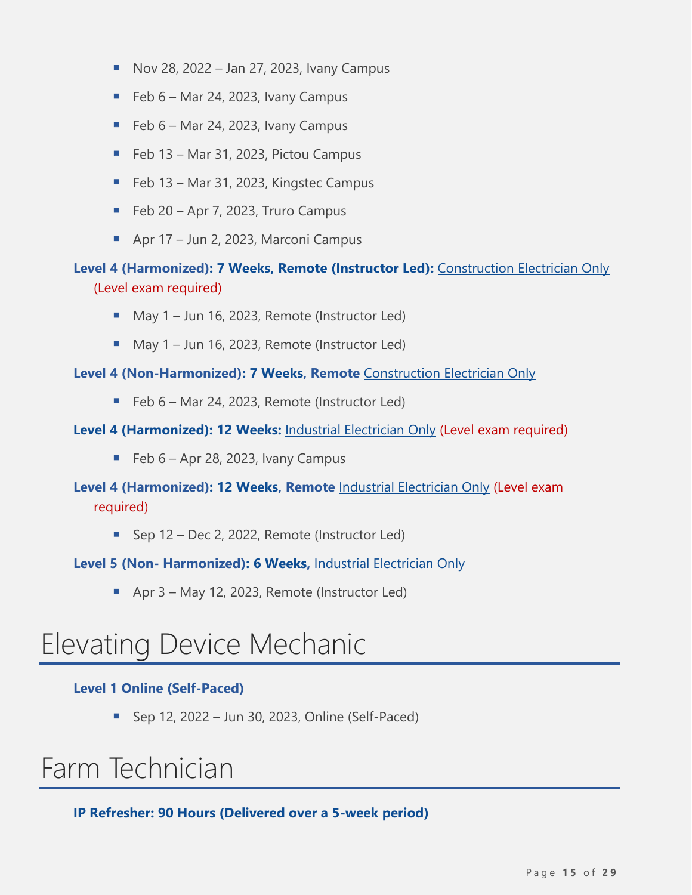- Nov 28, 2022 – Jan 27, 2023, Ivany Campus
- Feb 6 – Mar 24, 2023, Ivany Campus
- Feb 6 – Mar 24, 2023, Ivany Campus
- Feb 13 – Mar 31, 2023, Pictou Campus
- Feb 13 – Mar 31, 2023, Kingstec Campus
- Feb 20 – Apr 7, 2023, Truro Campus
- Apr 17 – Jun 2, 2023, Marconi Campus

**Level 4 (Harmonized): 7 Weeks, Remote (Instructor Led):** Construction Electrician Only (Level exam required)

- May 1 – Jun 16, 2023, Remote (Instructor Led)
- May 1 – Jun 16, 2023, Remote (Instructor Led)

**Level 4 (Non-Harmonized): 7 Weeks, Remote** Construction Electrician Only

- Feb 6 – Mar 24, 2023, Remote (Instructor Led)

**Level 4 (Harmonized): 12 Weeks:** Industrial Electrician Only (Level exam required)

- Feb 6 – Apr 28, 2023, Ivany Campus

**Level 4 (Harmonized): 12 Weeks, Remote** Industrial Electrician Only (Level exam required)

- Sep 12 – Dec 2, 2022, Remote (Instructor Led)

**Level 5 (Non- Harmonized): 6 Weeks,** Industrial Electrician Only

- Apr 3 – May 12, 2023, Remote (Instructor Led)

# Elevating Device Mechanic

**Level 1 Online (Self-Paced)**

- Sep 12, 2022 – Jun 30, 2023, Online (Self-Paced)

# Farm Technician

**IP Refresher: 90 Hours (Delivered over a 5-week period)**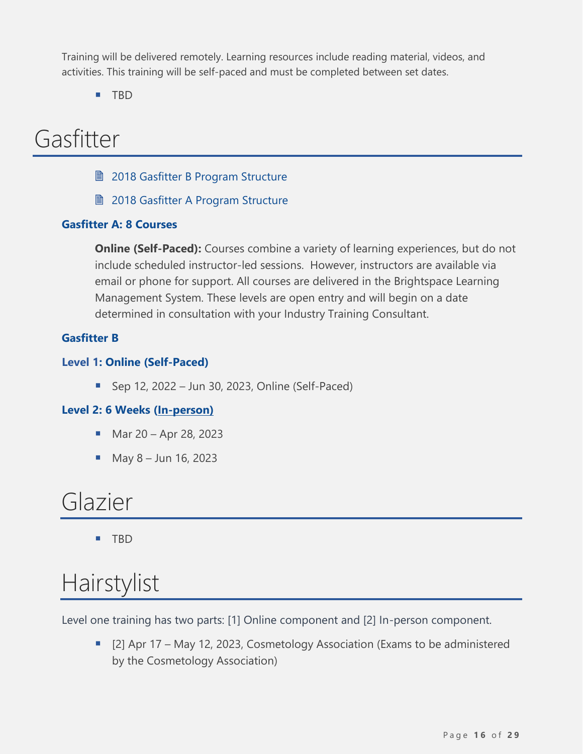Training will be delivered remotely. Learning resources include reading material, videos, and activities. This training will be self-paced and must be completed between set dates.

- TBD

# Gasfitter

- 2018 Gasfitter B Program Structure
- 2018 Gasfitter A Program Structure

**Gasfitter A: 8 Courses**

> **Online (Self-Paced):** Courses combine a variety of learning experiences, but do not include scheduled instructor-led sessions. However, instructors are available via email or phone for support. All courses are delivered in the Brightspace Learning Management System. These levels are open entry and will begin on a date determined in consultation with your Industry Training Consultant.

**Gasfitter B**

**Level 1: Online (Self-Paced)**

- Sep 12, 2022 – Jun 30, 2023, Online (Self-Paced)

**Level 2: 6 Weeks (In-person)**

- Mar 20 – Apr 28, 2023
- May 8 – Jun 16, 2023

# Glazier

- TBD

# Hairstylist

Level one training has two parts: [1] Online component and [2] In-person component.

- [2] Apr 17 – May 12, 2023, Cosmetology Association (Exams to be administered by the Cosmetology Association)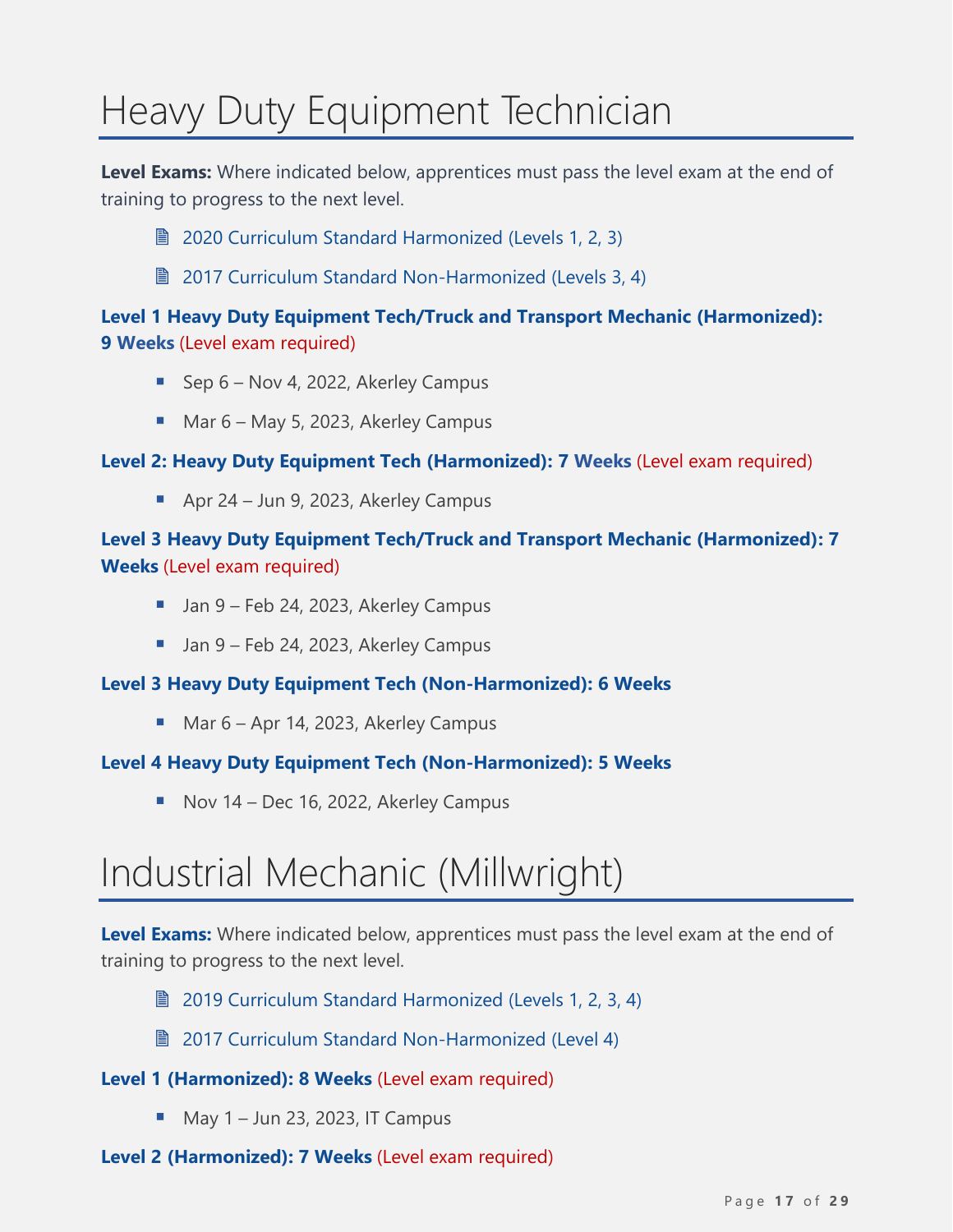# Heavy Duty Equipment Technician

**Level Exams:** Where indicated below, apprentices must pass the level exam at the end of training to progress to the next level.

- 2020 Curriculum Standard Harmonized (Levels 1, 2, 3)
- 2017 Curriculum Standard Non-Harmonized (Levels 3, 4)

**Level 1 Heavy Duty Equipment Tech/Truck and Transport Mechanic (Harmonized): 9 Weeks** (Level exam required)

- Sep 6 – Nov 4, 2022, Akerley Campus
- Mar 6 – May 5, 2023, Akerley Campus

**Level 2: Heavy Duty Equipment Tech (Harmonized): 7 Weeks** (Level exam required)

- Apr 24 – Jun 9, 2023, Akerley Campus

**Level 3 Heavy Duty Equipment Tech/Truck and Transport Mechanic (Harmonized): 7 Weeks** (Level exam required)

- Jan 9 – Feb 24, 2023, Akerley Campus
- Jan 9 – Feb 24, 2023, Akerley Campus

**Level 3 Heavy Duty Equipment Tech (Non-Harmonized): 6 Weeks**

- Mar 6 – Apr 14, 2023, Akerley Campus

**Level 4 Heavy Duty Equipment Tech (Non-Harmonized): 5 Weeks**

- Nov 14 – Dec 16, 2022, Akerley Campus

# Industrial Mechanic (Millwright)

**Level Exams:** Where indicated below, apprentices must pass the level exam at the end of training to progress to the next level.

- 2019 Curriculum Standard Harmonized (Levels 1, 2, 3, 4)
- 2017 Curriculum Standard Non-Harmonized (Level 4)

**Level 1 (Harmonized): 8 Weeks** (Level exam required)

- May 1 – Jun 23, 2023, IT Campus

**Level 2 (Harmonized): 7 Weeks** (Level exam required)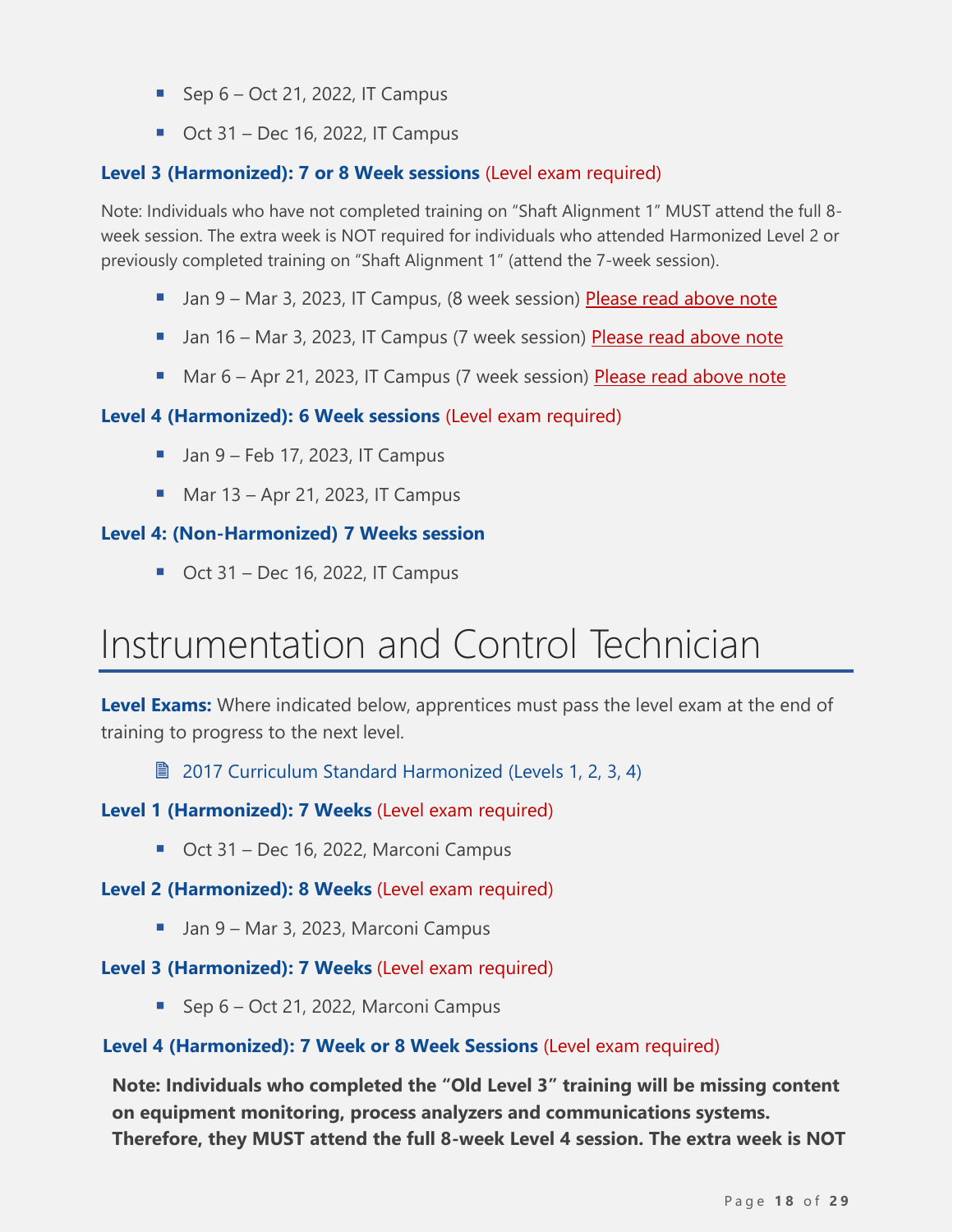- Sep 6 – Oct 21, 2022, IT Campus
- Oct 31 – Dec 16, 2022, IT Campus

**Level 3 (Harmonized): 7 or 8 Week sessions** (Level exam required)

Note: Individuals who have not completed training on "Shaft Alignment 1" MUST attend the full 8-week session. The extra week is NOT required for individuals who attended Harmonized Level 2 or previously completed training on "Shaft Alignment 1" (attend the 7-week session).

- Jan 9 – Mar 3, 2023, IT Campus, (8 week session) Please read above note
- Jan 16 – Mar 3, 2023, IT Campus (7 week session) Please read above note
- Mar 6 – Apr 21, 2023, IT Campus (7 week session) Please read above note

**Level 4 (Harmonized): 6 Week sessions** (Level exam required)

- Jan 9 – Feb 17, 2023, IT Campus
- Mar 13 – Apr 21, 2023, IT Campus

**Level 4: (Non-Harmonized) 7 Weeks session**

- Oct 31 – Dec 16, 2022, IT Campus

# Instrumentation and Control Technician

**Level Exams:** Where indicated below, apprentices must pass the level exam at the end of training to progress to the next level.

2017 Curriculum Standard Harmonized (Levels 1, 2, 3, 4)

**Level 1 (Harmonized): 7 Weeks** (Level exam required)

- Oct 31 – Dec 16, 2022, Marconi Campus

**Level 2 (Harmonized): 8 Weeks** (Level exam required)

- Jan 9 – Mar 3, 2023, Marconi Campus

**Level 3 (Harmonized): 7 Weeks** (Level exam required)

- Sep 6 – Oct 21, 2022, Marconi Campus

**Level 4 (Harmonized): 7 Week or 8 Week Sessions** (Level exam required)

**Note: Individuals who completed the "Old Level 3" training will be missing content on equipment monitoring, process analyzers and communications systems. Therefore, they MUST attend the full 8-week Level 4 session. The extra week is NOT**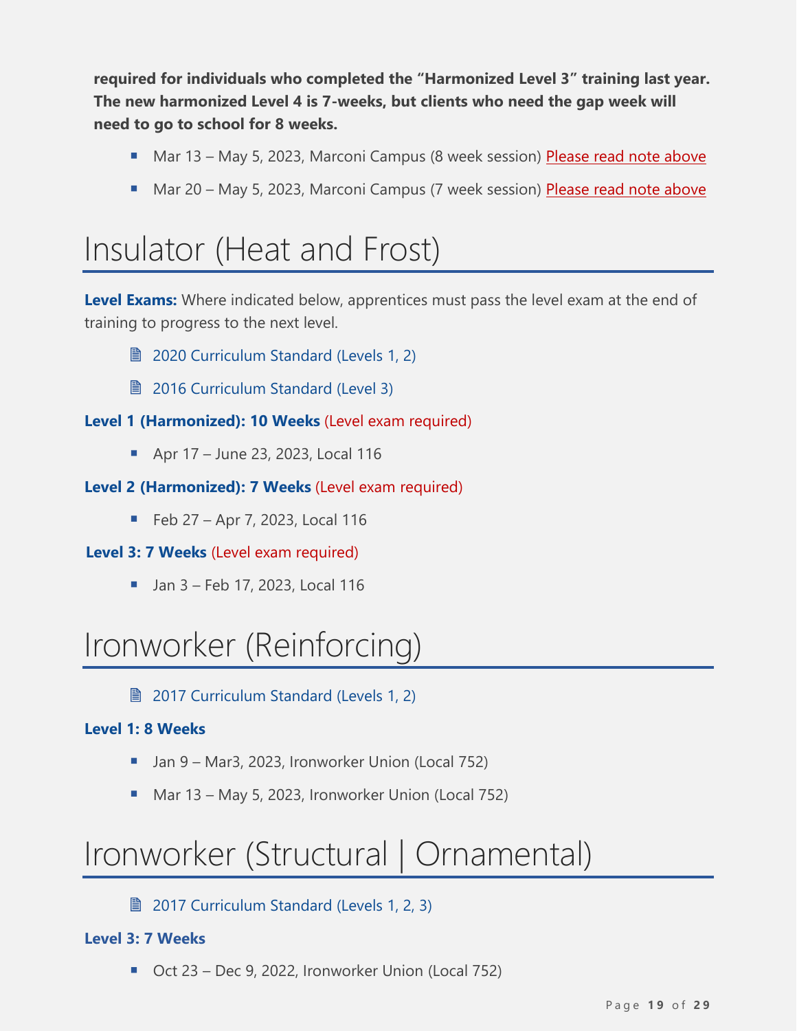**required for individuals who completed the "Harmonized Level 3" training last year. The new harmonized Level 4 is 7-weeks, but clients who need the gap week will need to go to school for 8 weeks.**

- Mar 13 – May 5, 2023, Marconi Campus (8 week session) Please read note above
- Mar 20 – May 5, 2023, Marconi Campus (7 week session) Please read note above

# Insulator (Heat and Frost)

**Level Exams:** Where indicated below, apprentices must pass the level exam at the end of training to progress to the next level.

- 2020 Curriculum Standard (Levels 1, 2)
- 2016 Curriculum Standard (Level 3)

**Level 1 (Harmonized): 10 Weeks** (Level exam required)

- Apr 17 – June 23, 2023, Local 116

**Level 2 (Harmonized): 7 Weeks** (Level exam required)

- Feb 27 – Apr 7, 2023, Local 116

**Level 3: 7 Weeks** (Level exam required)

- Jan 3 – Feb 17, 2023, Local 116

# Ironworker (Reinforcing)

- 2017 Curriculum Standard (Levels 1, 2)

**Level 1: 8 Weeks**

- Jan 9 – Mar3, 2023, Ironworker Union (Local 752)
- Mar 13 – May 5, 2023, Ironworker Union (Local 752)

# Ironworker (Structural | Ornamental)

- 2017 Curriculum Standard (Levels 1, 2, 3)

**Level 3: 7 Weeks**

- Oct 23 – Dec 9, 2022, Ironworker Union (Local 752)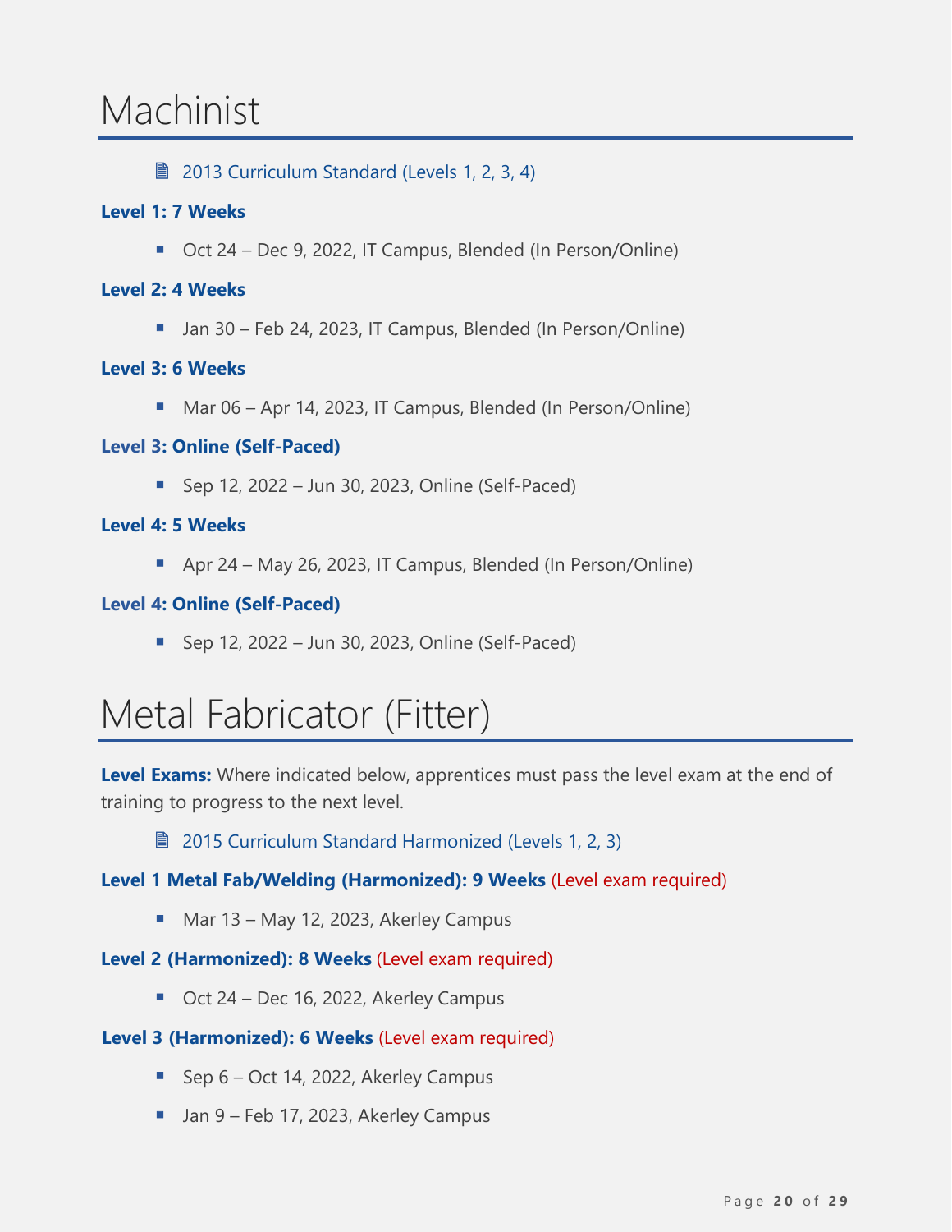# Machinist

- 2013 Curriculum Standard (Levels 1, 2, 3, 4)

**Level 1: 7 Weeks**

- Oct 24 – Dec 9, 2022, IT Campus, Blended (In Person/Online)

**Level 2: 4 Weeks**

- Jan 30 – Feb 24, 2023, IT Campus, Blended (In Person/Online)

**Level 3: 6 Weeks**

- Mar 06 – Apr 14, 2023, IT Campus, Blended (In Person/Online)

**Level 3: Online (Self-Paced)**

- Sep 12, 2022 – Jun 30, 2023, Online (Self-Paced)

**Level 4: 5 Weeks**

- Apr 24 – May 26, 2023, IT Campus, Blended (In Person/Online)

**Level 4: Online (Self-Paced)**

- Sep 12, 2022 – Jun 30, 2023, Online (Self-Paced)

# Metal Fabricator (Fitter)

**Level Exams:** Where indicated below, apprentices must pass the level exam at the end of training to progress to the next level.

- 2015 Curriculum Standard Harmonized (Levels 1, 2, 3)

**Level 1 Metal Fab/Welding (Harmonized): 9 Weeks** (Level exam required)

- Mar 13 – May 12, 2023, Akerley Campus

**Level 2 (Harmonized): 8 Weeks** (Level exam required)

- Oct 24 – Dec 16, 2022, Akerley Campus

**Level 3 (Harmonized): 6 Weeks** (Level exam required)

- Sep 6 – Oct 14, 2022, Akerley Campus
- Jan 9 – Feb 17, 2023, Akerley Campus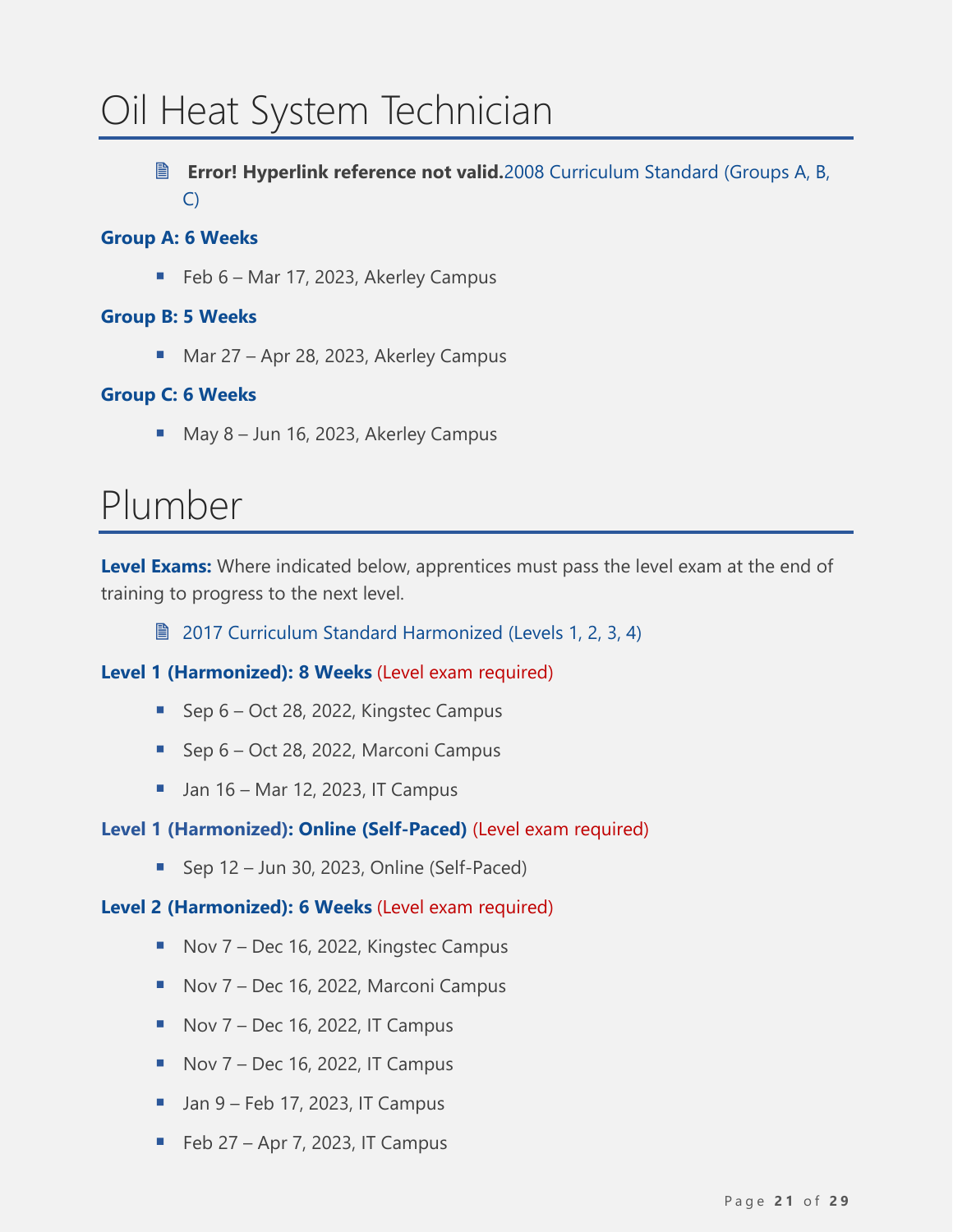# Oil Heat System Technician

- **Error! Hyperlink reference not valid.**2008 Curriculum Standard (Groups A, B, C)

**Group A: 6 Weeks**

- Feb 6 – Mar 17, 2023, Akerley Campus

**Group B: 5 Weeks**

- Mar 27 – Apr 28, 2023, Akerley Campus

**Group C: 6 Weeks**

- May 8 – Jun 16, 2023, Akerley Campus

# Plumber

**Level Exams:** Where indicated below, apprentices must pass the level exam at the end of training to progress to the next level.

- 2017 Curriculum Standard Harmonized (Levels 1, 2, 3, 4)

**Level 1 (Harmonized): 8 Weeks** (Level exam required)

- Sep 6 – Oct 28, 2022, Kingstec Campus
- Sep 6 – Oct 28, 2022, Marconi Campus
- Jan 16 – Mar 12, 2023, IT Campus

**Level 1 (Harmonized): Online (Self-Paced)** (Level exam required)

- Sep 12 – Jun 30, 2023, Online (Self-Paced)

**Level 2 (Harmonized): 6 Weeks** (Level exam required)

- Nov 7 – Dec 16, 2022, Kingstec Campus
- Nov 7 – Dec 16, 2022, Marconi Campus
- Nov 7 – Dec 16, 2022, IT Campus
- Nov 7 – Dec 16, 2022, IT Campus
- Jan 9 – Feb 17, 2023, IT Campus
- Feb 27 – Apr 7, 2023, IT Campus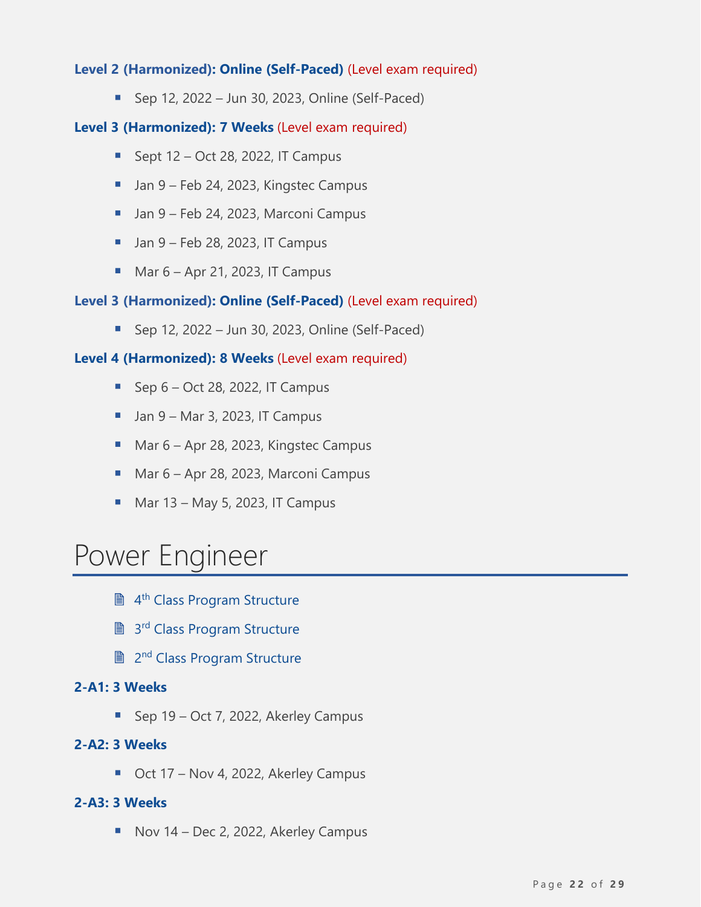**Level 2 (Harmonized): Online (Self-Paced)** (Level exam required)

- Sep 12, 2022 – Jun 30, 2023, Online (Self-Paced)

**Level 3 (Harmonized): 7 Weeks** (Level exam required)

- Sept 12 – Oct 28, 2022, IT Campus
- Jan 9 – Feb 24, 2023, Kingstec Campus
- Jan 9 – Feb 24, 2023, Marconi Campus
- Jan 9 – Feb 28, 2023, IT Campus
- Mar 6 – Apr 21, 2023, IT Campus

**Level 3 (Harmonized): Online (Self-Paced)** (Level exam required)

- Sep 12, 2022 – Jun 30, 2023, Online (Self-Paced)

**Level 4 (Harmonized): 8 Weeks** (Level exam required)

- Sep 6 – Oct 28, 2022, IT Campus
- Jan 9 – Mar 3, 2023, IT Campus
- Mar 6 – Apr 28, 2023, Kingstec Campus
- Mar 6 – Apr 28, 2023, Marconi Campus
- Mar 13 – May 5, 2023, IT Campus

# Power Engineer

- 4th Class Program Structure
- 3rd Class Program Structure
- 2nd Class Program Structure

**2-A1: 3 Weeks**

- Sep 19 – Oct 7, 2022, Akerley Campus

**2-A2: 3 Weeks**

- Oct 17 – Nov 4, 2022, Akerley Campus

**2-A3: 3 Weeks**

- Nov 14 – Dec 2, 2022, Akerley Campus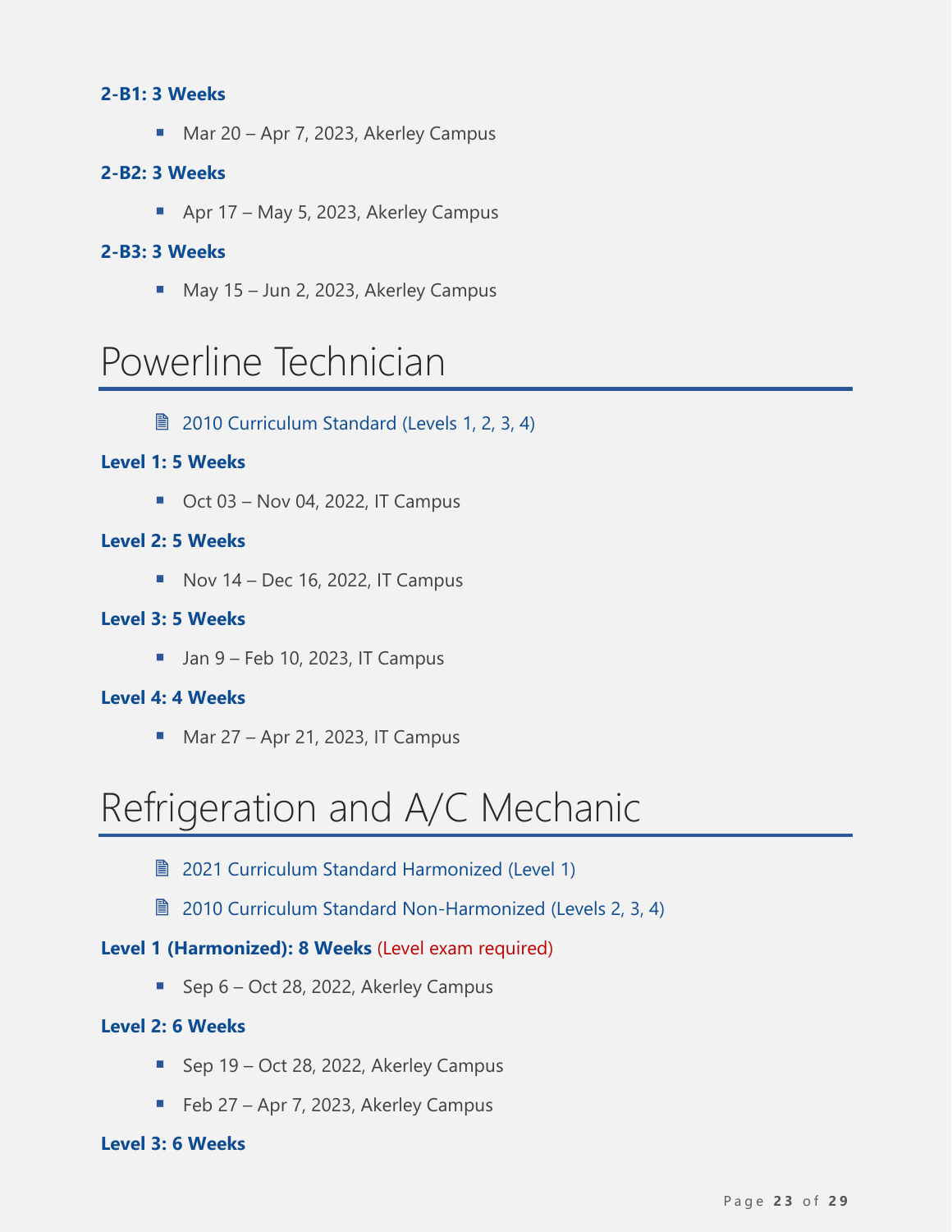**2-B1: 3 Weeks**

- Mar 20 – Apr 7, 2023, Akerley Campus

**2-B2: 3 Weeks**

- Apr 17 – May 5, 2023, Akerley Campus

**2-B3: 3 Weeks**

- May 15 – Jun 2, 2023, Akerley Campus

# Powerline Technician

- 2010 Curriculum Standard (Levels 1, 2, 3, 4)

**Level 1: 5 Weeks**

- Oct 03 – Nov 04, 2022, IT Campus

**Level 2: 5 Weeks**

- Nov 14 – Dec 16, 2022, IT Campus

**Level 3: 5 Weeks**

- Jan 9 – Feb 10, 2023, IT Campus

**Level 4: 4 Weeks**

- Mar 27 – Apr 21, 2023, IT Campus

# Refrigeration and A/C Mechanic

- 2021 Curriculum Standard Harmonized (Level 1)
- 2010 Curriculum Standard Non-Harmonized (Levels 2, 3, 4)

**Level 1 (Harmonized): 8 Weeks** (Level exam required)

- Sep 6 – Oct 28, 2022, Akerley Campus

**Level 2: 6 Weeks**

- Sep 19 – Oct 28, 2022, Akerley Campus
- Feb 27 – Apr 7, 2023, Akerley Campus

**Level 3: 6 Weeks**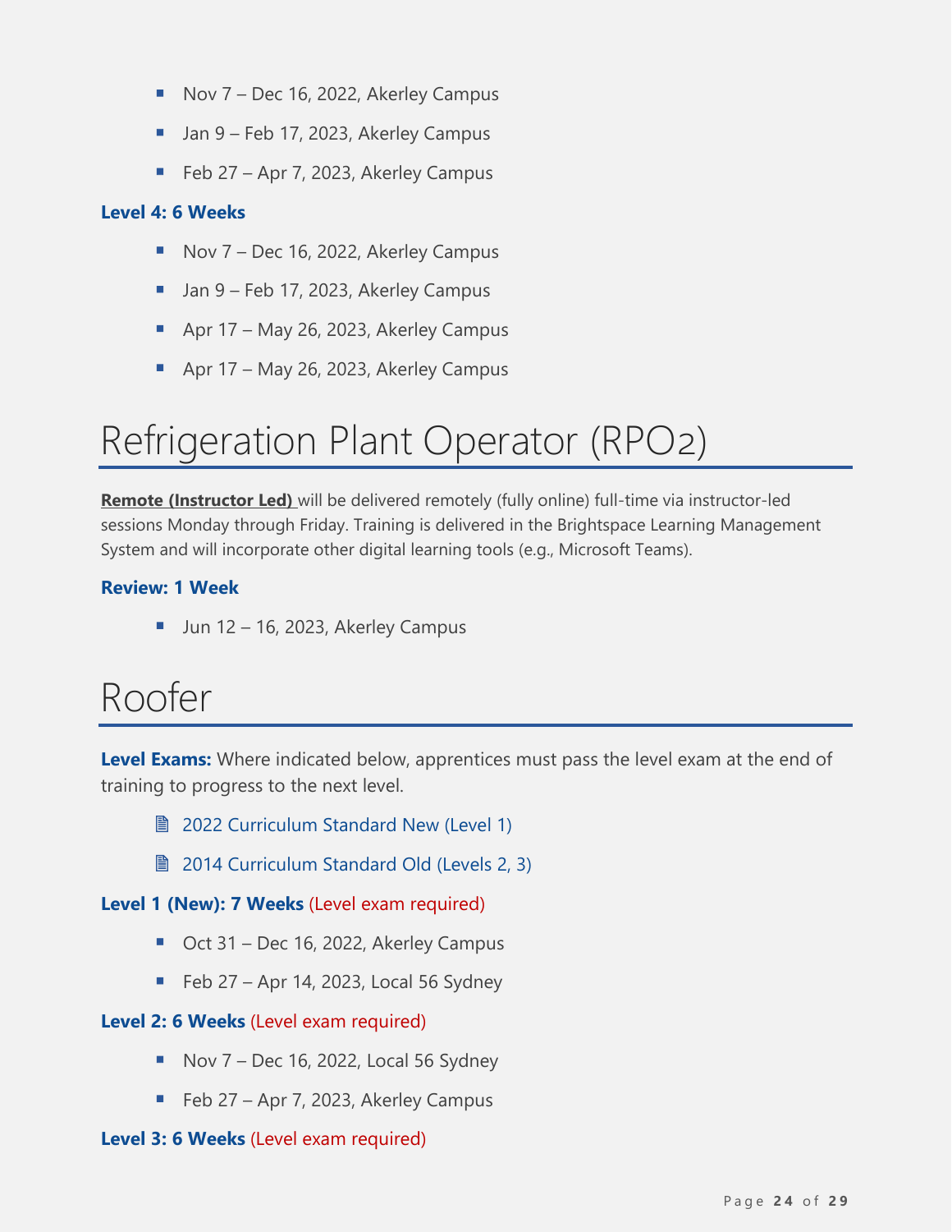- Nov 7 – Dec 16, 2022, Akerley Campus
- Jan 9 – Feb 17, 2023, Akerley Campus
- Feb 27 – Apr 7, 2023, Akerley Campus

### Level 4: 6 Weeks

- Nov 7 – Dec 16, 2022, Akerley Campus
- Jan 9 – Feb 17, 2023, Akerley Campus
- Apr 17 – May 26, 2023, Akerley Campus
- Apr 17 – May 26, 2023, Akerley Campus

# Refrigeration Plant Operator (RPO2)

**Remote (Instructor Led)** will be delivered remotely (fully online) full-time via instructor-led sessions Monday through Friday. Training is delivered in the Brightspace Learning Management System and will incorporate other digital learning tools (e.g., Microsoft Teams).

### Review: 1 Week

- Jun 12 – 16, 2023, Akerley Campus

# Roofer

**Level Exams:** Where indicated below, apprentices must pass the level exam at the end of training to progress to the next level.

- 2022 Curriculum Standard New (Level 1)
- 2014 Curriculum Standard Old (Levels 2, 3)

### Level 1 (New): 7 Weeks (Level exam required)

- Oct 31 – Dec 16, 2022, Akerley Campus
- Feb 27 – Apr 14, 2023, Local 56 Sydney

### Level 2: 6 Weeks (Level exam required)

- Nov 7 – Dec 16, 2022, Local 56 Sydney
- Feb 27 – Apr 7, 2023, Akerley Campus

### Level 3: 6 Weeks (Level exam required)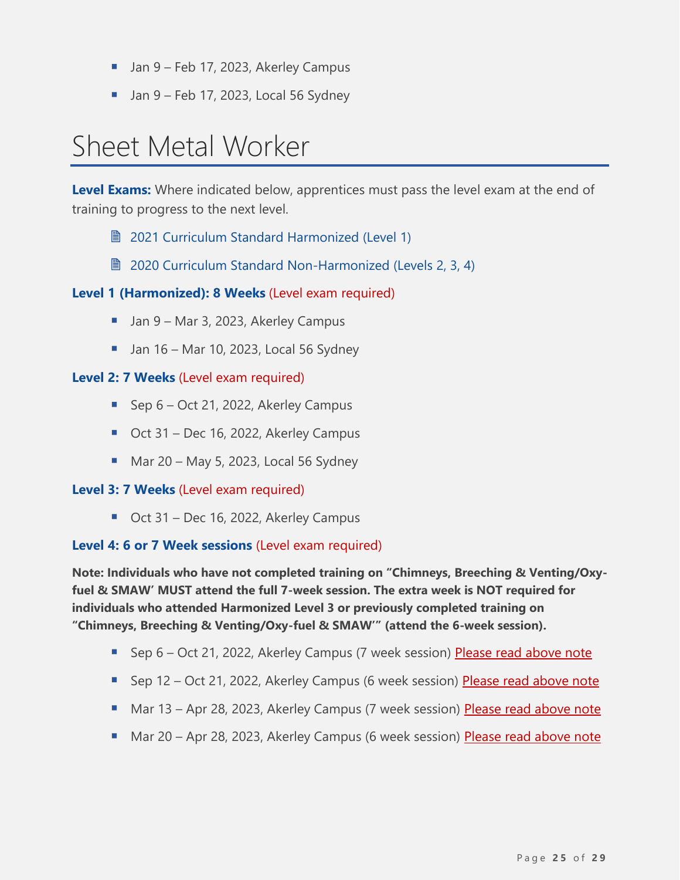- Jan 9 – Feb 17, 2023, Akerley Campus
- Jan 9 – Feb 17, 2023, Local 56 Sydney

# Sheet Metal Worker

**Level Exams:** Where indicated below, apprentices must pass the level exam at the end of training to progress to the next level.

- 2021 Curriculum Standard Harmonized (Level 1)
- 2020 Curriculum Standard Non-Harmonized (Levels 2, 3, 4)

**Level 1 (Harmonized): 8 Weeks** (Level exam required)

- Jan 9 – Mar 3, 2023, Akerley Campus
- Jan 16 – Mar 10, 2023, Local 56 Sydney

**Level 2: 7 Weeks** (Level exam required)

- Sep 6 – Oct 21, 2022, Akerley Campus
- Oct 31 – Dec 16, 2022, Akerley Campus
- Mar 20 – May 5, 2023, Local 56 Sydney

**Level 3: 7 Weeks** (Level exam required)

- Oct 31 – Dec 16, 2022, Akerley Campus

**Level 4: 6 or 7 Week sessions** (Level exam required)

**Note: Individuals who have not completed training on "Chimneys, Breeching & Venting/Oxy-fuel & SMAW' MUST attend the full 7-week session. The extra week is NOT required for individuals who attended Harmonized Level 3 or previously completed training on "Chimneys, Breeching & Venting/Oxy-fuel & SMAW'" (attend the 6-week session).**

- Sep 6 – Oct 21, 2022, Akerley Campus (7 week session) Please read above note
- Sep 12 – Oct 21, 2022, Akerley Campus (6 week session) Please read above note
- Mar 13 – Apr 28, 2023, Akerley Campus (7 week session) Please read above note
- Mar 20 – Apr 28, 2023, Akerley Campus (6 week session) Please read above note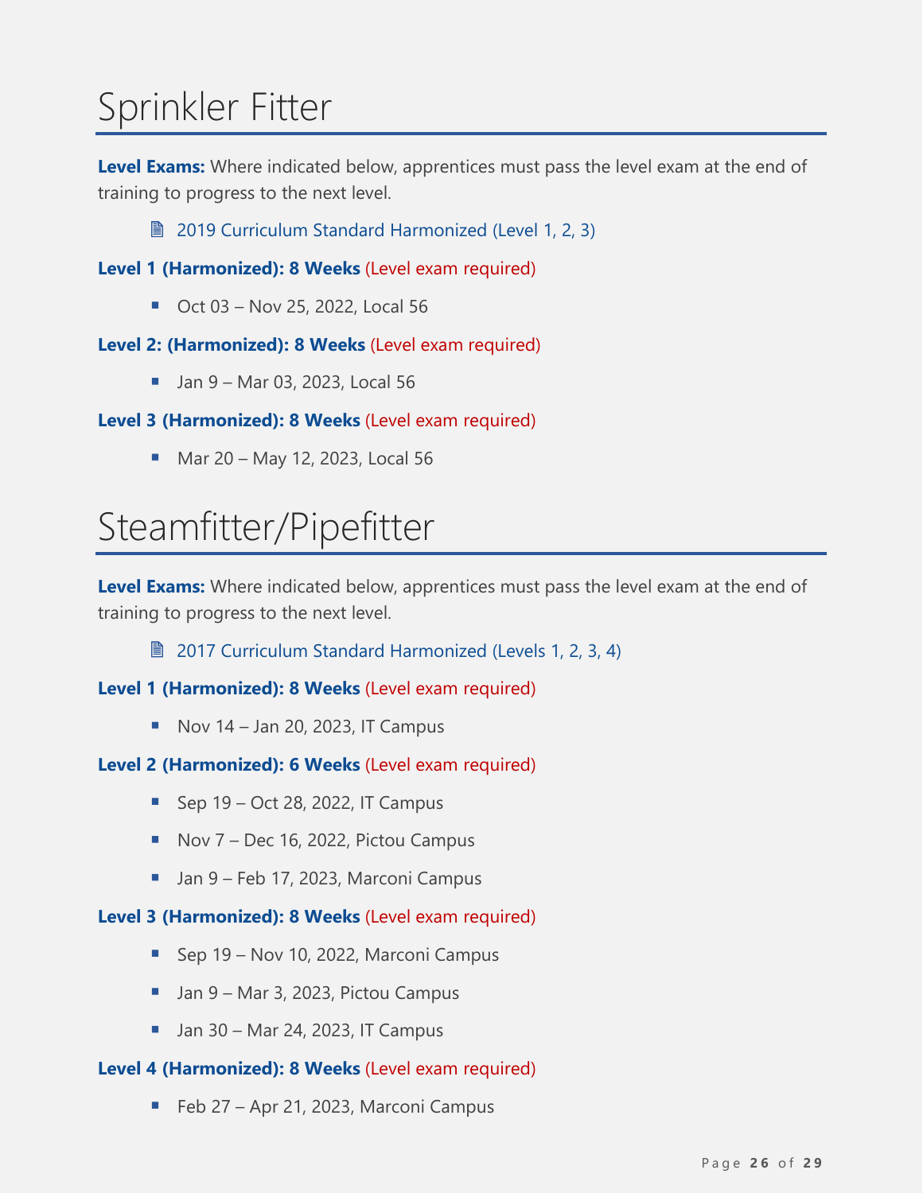# Sprinkler Fitter

**Level Exams:** Where indicated below, apprentices must pass the level exam at the end of training to progress to the next level.

- 2019 Curriculum Standard Harmonized (Level 1, 2, 3)

**Level 1 (Harmonized): 8 Weeks** (Level exam required)

- Oct 03 – Nov 25, 2022, Local 56

**Level 2: (Harmonized): 8 Weeks** (Level exam required)

- Jan 9 – Mar 03, 2023, Local 56

**Level 3 (Harmonized): 8 Weeks** (Level exam required)

- Mar 20 – May 12, 2023, Local 56

# Steamfitter/Pipefitter

**Level Exams:** Where indicated below, apprentices must pass the level exam at the end of training to progress to the next level.

- 2017 Curriculum Standard Harmonized (Levels 1, 2, 3, 4)

**Level 1 (Harmonized): 8 Weeks** (Level exam required)

- Nov 14 – Jan 20, 2023, IT Campus

**Level 2 (Harmonized): 6 Weeks** (Level exam required)

- Sep 19 – Oct 28, 2022, IT Campus
- Nov 7 – Dec 16, 2022, Pictou Campus
- Jan 9 – Feb 17, 2023, Marconi Campus

**Level 3 (Harmonized): 8 Weeks** (Level exam required)

- Sep 19 – Nov 10, 2022, Marconi Campus
- Jan 9 – Mar 3, 2023, Pictou Campus
- Jan 30 – Mar 24, 2023, IT Campus

**Level 4 (Harmonized): 8 Weeks** (Level exam required)

- Feb 27 – Apr 21, 2023, Marconi Campus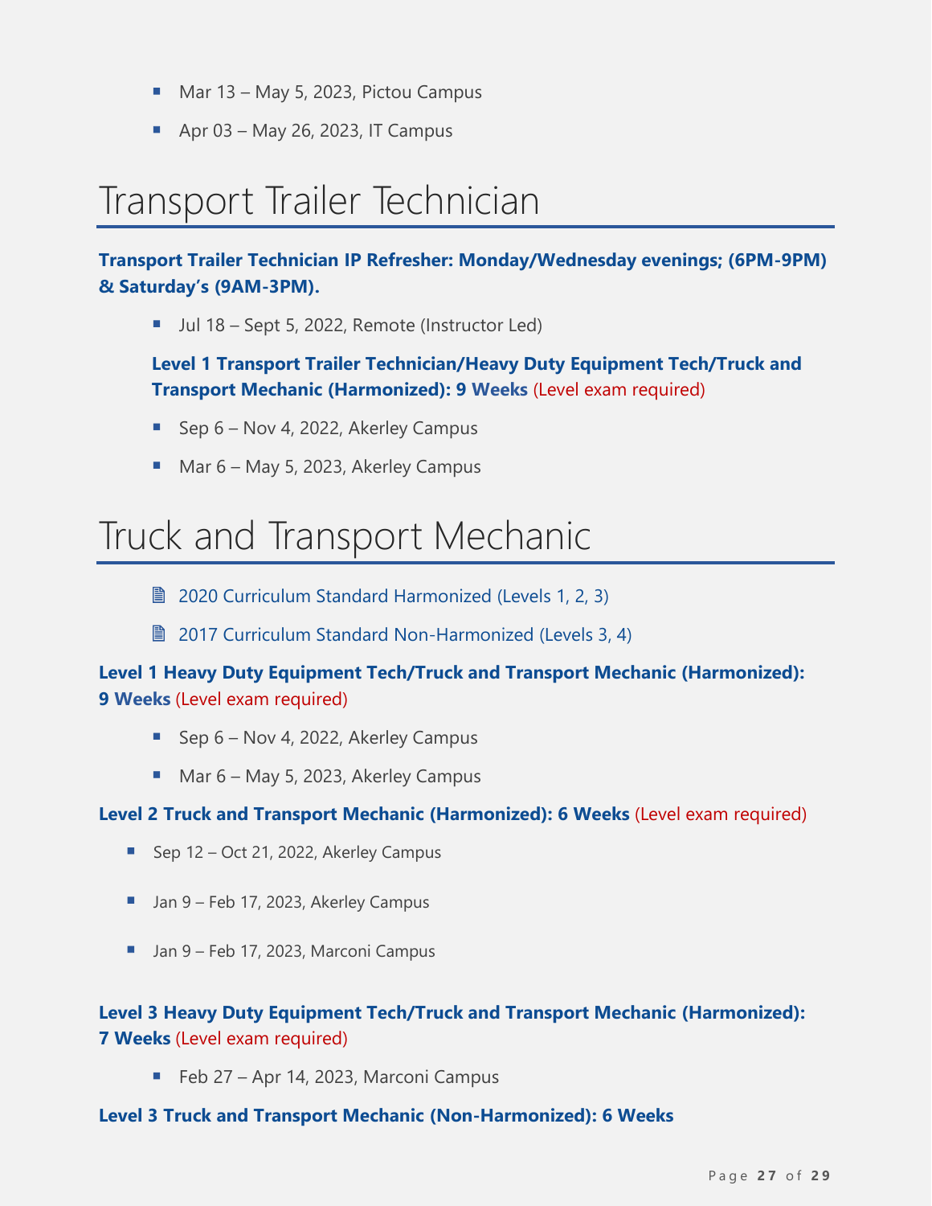- Mar 13 – May 5, 2023, Pictou Campus
- Apr 03 – May 26, 2023, IT Campus

# Transport Trailer Technician

**Transport Trailer Technician IP Refresher: Monday/Wednesday evenings; (6PM-9PM) & Saturday's (9AM-3PM).**

- Jul 18 – Sept 5, 2022, Remote (Instructor Led)

**Level 1 Transport Trailer Technician/Heavy Duty Equipment Tech/Truck and Transport Mechanic (Harmonized): 9 Weeks** (Level exam required)

- Sep 6 – Nov 4, 2022, Akerley Campus
- Mar 6 – May 5, 2023, Akerley Campus

# Truck and Transport Mechanic

- 2020 Curriculum Standard Harmonized (Levels 1, 2, 3)
- 2017 Curriculum Standard Non-Harmonized (Levels 3, 4)

**Level 1 Heavy Duty Equipment Tech/Truck and Transport Mechanic (Harmonized): 9 Weeks** (Level exam required)

- Sep 6 – Nov 4, 2022, Akerley Campus
- Mar 6 – May 5, 2023, Akerley Campus

**Level 2 Truck and Transport Mechanic (Harmonized): 6 Weeks** (Level exam required)

- Sep 12 – Oct 21, 2022, Akerley Campus
- Jan 9 – Feb 17, 2023, Akerley Campus
- Jan 9 – Feb 17, 2023, Marconi Campus

**Level 3 Heavy Duty Equipment Tech/Truck and Transport Mechanic (Harmonized): 7 Weeks** (Level exam required)

- Feb 27 – Apr 14, 2023, Marconi Campus

**Level 3 Truck and Transport Mechanic (Non-Harmonized): 6 Weeks**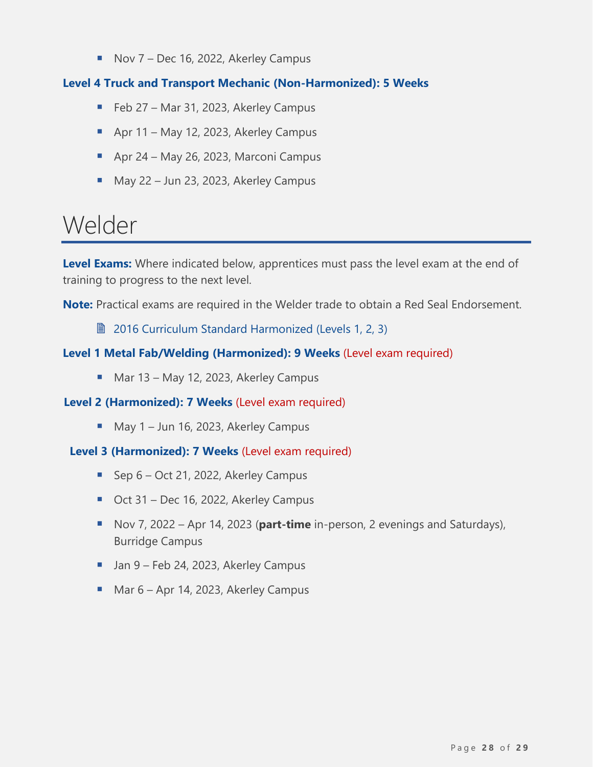- Nov 7 – Dec 16, 2022, Akerley Campus

**Level 4 Truck and Transport Mechanic (Non-Harmonized): 5 Weeks**

- Feb 27 – Mar 31, 2023, Akerley Campus
- Apr 11 – May 12, 2023, Akerley Campus
- Apr 24 – May 26, 2023, Marconi Campus
- May 22 – Jun 23, 2023, Akerley Campus

# Welder

**Level Exams:** Where indicated below, apprentices must pass the level exam at the end of training to progress to the next level.

**Note:** Practical exams are required in the Welder trade to obtain a Red Seal Endorsement.

2016 Curriculum Standard Harmonized (Levels 1, 2, 3)

**Level 1 Metal Fab/Welding (Harmonized): 9 Weeks** (Level exam required)

- Mar 13 – May 12, 2023, Akerley Campus

**Level 2 (Harmonized): 7 Weeks** (Level exam required)

- May 1 – Jun 16, 2023, Akerley Campus

**Level 3 (Harmonized): 7 Weeks** (Level exam required)

- Sep 6 – Oct 21, 2022, Akerley Campus
- Oct 31 – Dec 16, 2022, Akerley Campus
- Nov 7, 2022 – Apr 14, 2023 (**part-time** in-person, 2 evenings and Saturdays), Burridge Campus
- Jan 9 – Feb 24, 2023, Akerley Campus
- Mar 6 – Apr 14, 2023, Akerley Campus